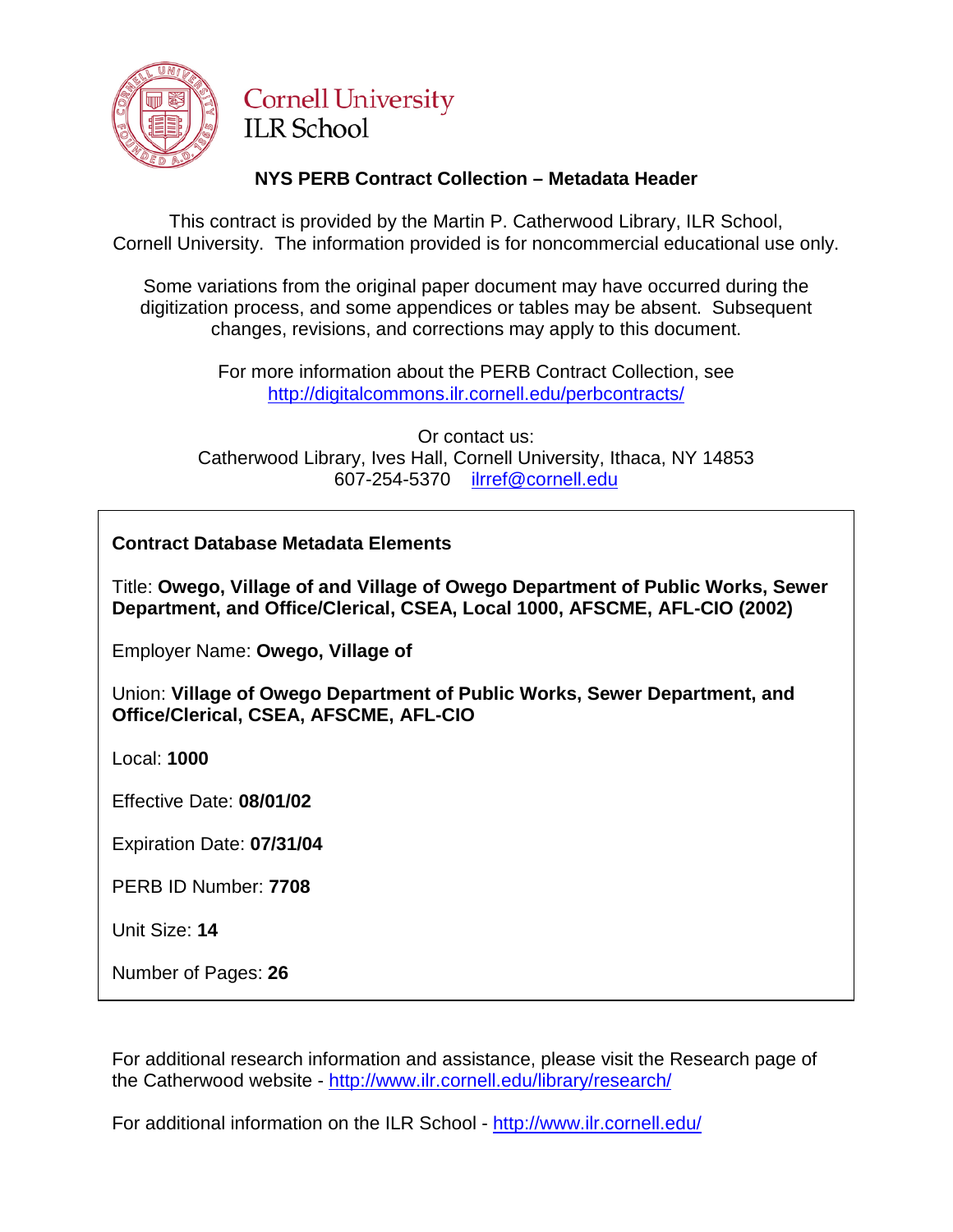Cornell University
ILR School

## NYS PERB Contract Collection – Metadata Header

This contract is provided by the Martin P. Catherwood Library, ILR School, Cornell University. The information provided is for noncommercial educational use only.

Some variations from the original paper document may have occurred during the digitization process, and some appendices or tables may be absent. Subsequent changes, revisions, and corrections may apply to this document.

For more information about the PERB Contract Collection, see http://digitalcommons.ilr.cornell.edu/perbcontracts/

Or contact us:
Catherwood Library, Ives Hall, Cornell University, Ithaca, NY 14853
607-254-5370 ilrref@cornell.edu

**Contract Database Metadata Elements**

Title: **Owego, Village of and Village of Owego Department of Public Works, Sewer Department, and Office/Clerical, CSEA, Local 1000, AFSCME, AFL-CIO (2002)**

Employer Name: **Owego, Village of**

Union: **Village of Owego Department of Public Works, Sewer Department, and Office/Clerical, CSEA, AFSCME, AFL-CIO**

Local: **1000**

Effective Date: **08/01/02**

Expiration Date: **07/31/04**

PERB ID Number: **7708**

Unit Size: **14**

Number of Pages: **26**

For additional research information and assistance, please visit the Research page of the Catherwood website - http://www.ilr.cornell.edu/library/research/

For additional information on the ILR School - http://www.ilr.cornell.edu/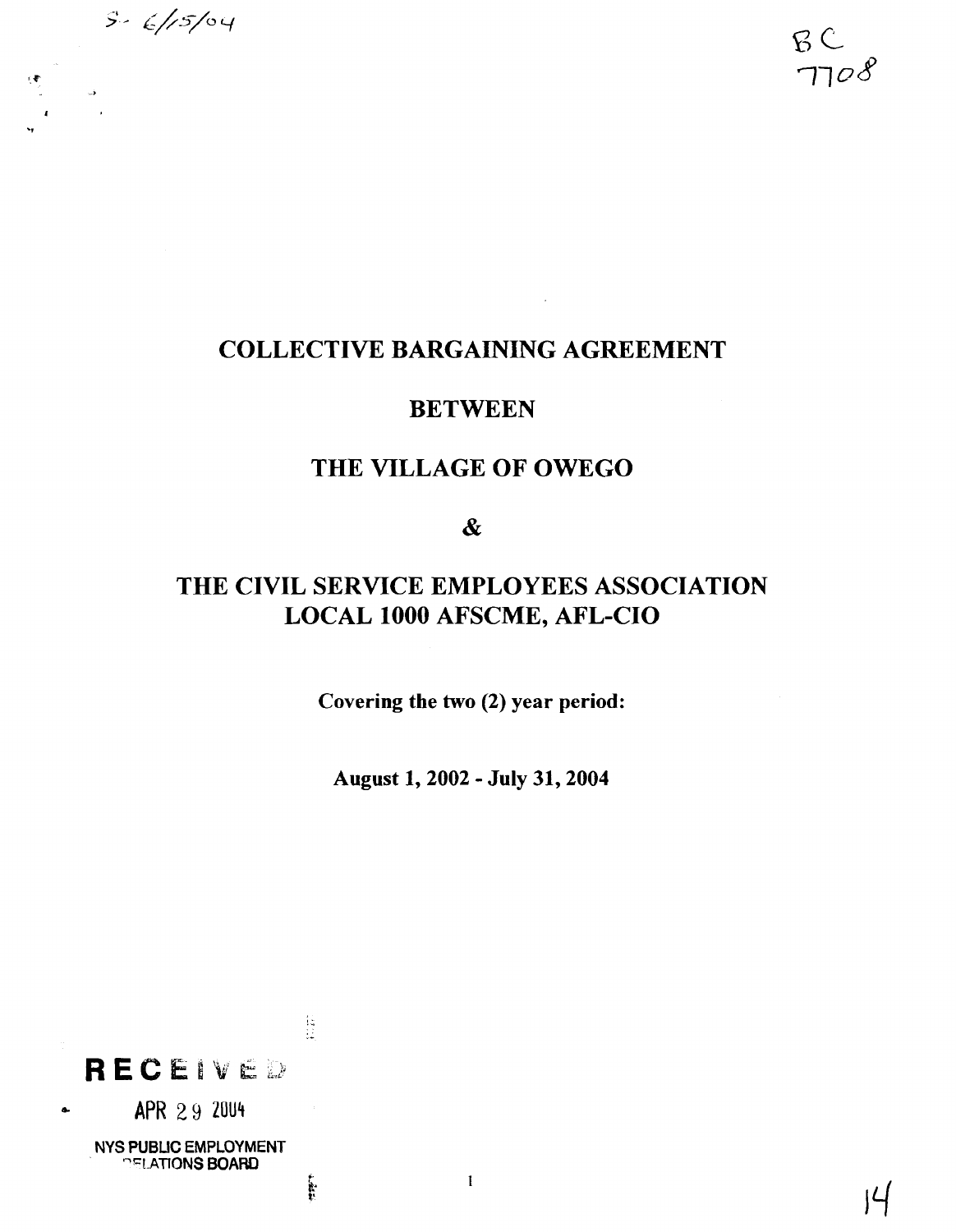S- 6/15/04

BC 7708

# COLLECTIVE BARGAINING AGREEMENT

# BETWEEN

# THE VILLAGE OF OWEGO

# &

# THE CIVIL SERVICE EMPLOYEES ASSOCIATION LOCAL 1000 AFSCME, AFL-CIO

**Covering the two (2) year period:**

**August 1, 2002 - July 31, 2004**

RECEIVED

APR 29 2004

NYS PUBLIC EMPLOYMENT RELATIONS BOARD

14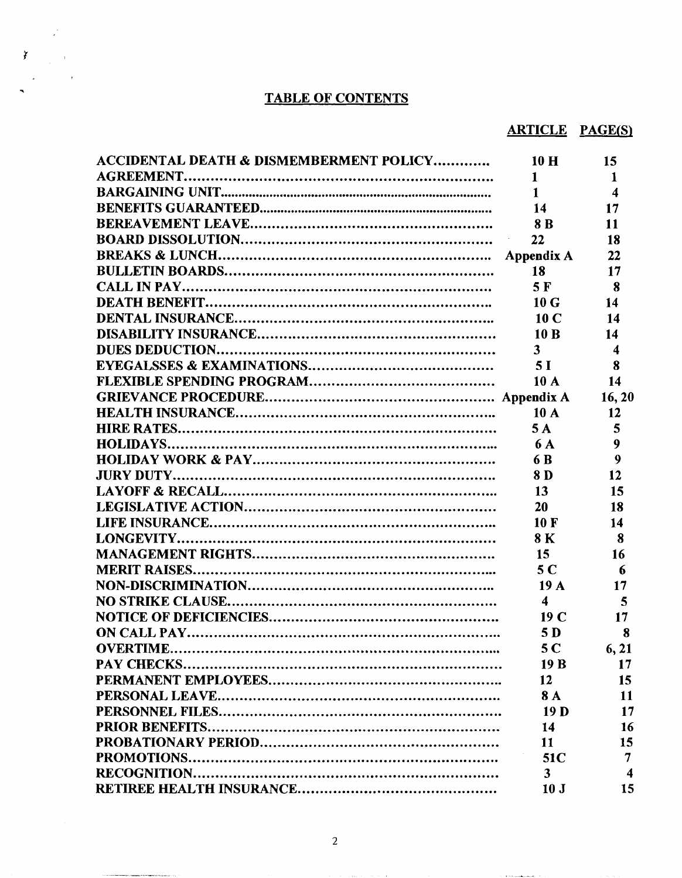## TABLE OF CONTENTS

| | ARTICLE | PAGE(S) |
|---|---|---|
| ACCIDENTAL DEATH & DISMEMBERMENT POLICY | 10 H | 15 |
| AGREEMENT | 1 | 1 |
| BARGAINING UNIT | 1 | 4 |
| BENEFITS GUARANTEED | 14 | 17 |
| BEREAVEMENT LEAVE | 8 B | 11 |
| BOARD DISSOLUTION | 22 | 18 |
| BREAKS & LUNCH | Appendix A | 22 |
| BULLETIN BOARDS | 18 | 17 |
| CALL IN PAY | 5 F | 8 |
| DEATH BENEFIT | 10 G | 14 |
| DENTAL INSURANCE | 10 C | 14 |
| DISABILITY INSURANCE | 10 B | 14 |
| DUES DEDUCTION | 3 | 4 |
| EYEGALSSES & EXAMINATIONS | 5 I | 8 |
| FLEXIBLE SPENDING PROGRAM | 10 A | 14 |
| GRIEVANCE PROCEDURE | Appendix A | 16, 20 |
| HEALTH INSURANCE | 10 A | 12 |
| HIRE RATES | 5 A | 5 |
| HOLIDAYS | 6 A | 9 |
| HOLIDAY WORK & PAY | 6 B | 9 |
| JURY DUTY | 8 D | 12 |
| LAYOFF & RECALL | 13 | 15 |
| LEGISLATIVE ACTION | 20 | 18 |
| LIFE INSURANCE | 10 F | 14 |
| LONGEVITY | 8 K | 8 |
| MANAGEMENT RIGHTS | 15 | 16 |
| MERIT RAISES | 5 C | 6 |
| NON-DISCRIMINATION | 19 A | 17 |
| NO STRIKE CLAUSE | 4 | 5 |
| NOTICE OF DEFICIENCIES | 19 C | 17 |
| ON CALL PAY | 5 D | 8 |
| OVERTIME | 5 C | 6, 21 |
| PAY CHECKS | 19 B | 17 |
| PERMANENT EMPLOYEES | 12 | 15 |
| PERSONAL LEAVE | 8 A | 11 |
| PERSONNEL FILES | 19 D | 17 |
| PRIOR BENEFITS | 14 | 16 |
| PROBATIONARY PERIOD | 11 | 15 |
| PROMOTIONS | 51C | 7 |
| RECOGNITION | 3 | 4 |
| RETIREE HEALTH INSURANCE | 10 J | 15 |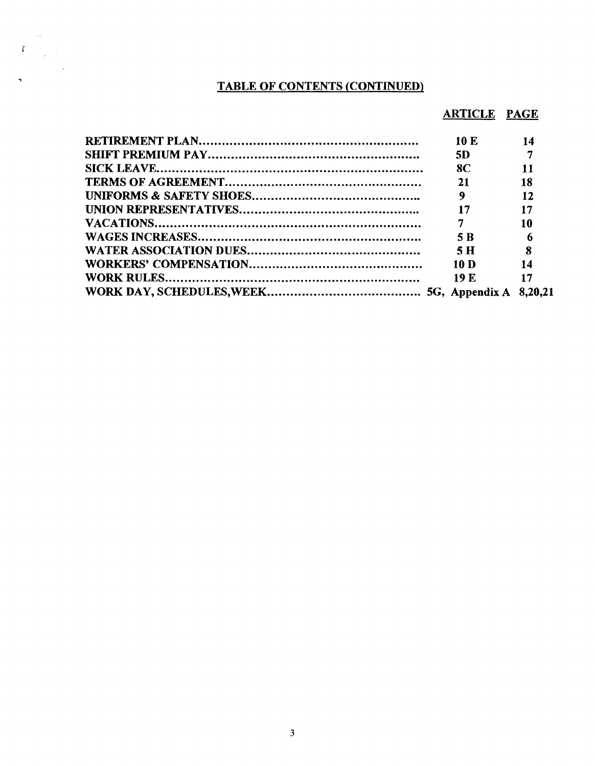## TABLE OF CONTENTS (CONTINUED)

| | ARTICLE | PAGE |
|---|---|---|
| RETIREMENT PLAN | 10 E | 14 |
| SHIFT PREMIUM PAY | 5D | 7 |
| SICK LEAVE | 8C | 11 |
| TERMS OF AGREEMENT | 21 | 18 |
| UNIFORMS & SAFETY SHOES | 9 | 12 |
| UNION REPRESENTATIVES | 17 | 17 |
| VACATIONS | 7 | 10 |
| WAGES INCREASES | 5 B | 6 |
| WATER ASSOCIATION DUES | 5 H | 8 |
| WORKERS' COMPENSATION | 10 D | 14 |
| WORK RULES | 19 E | 17 |
| WORK DAY, SCHEDULES,WEEK | 5G, Appendix A | 8,20,21 |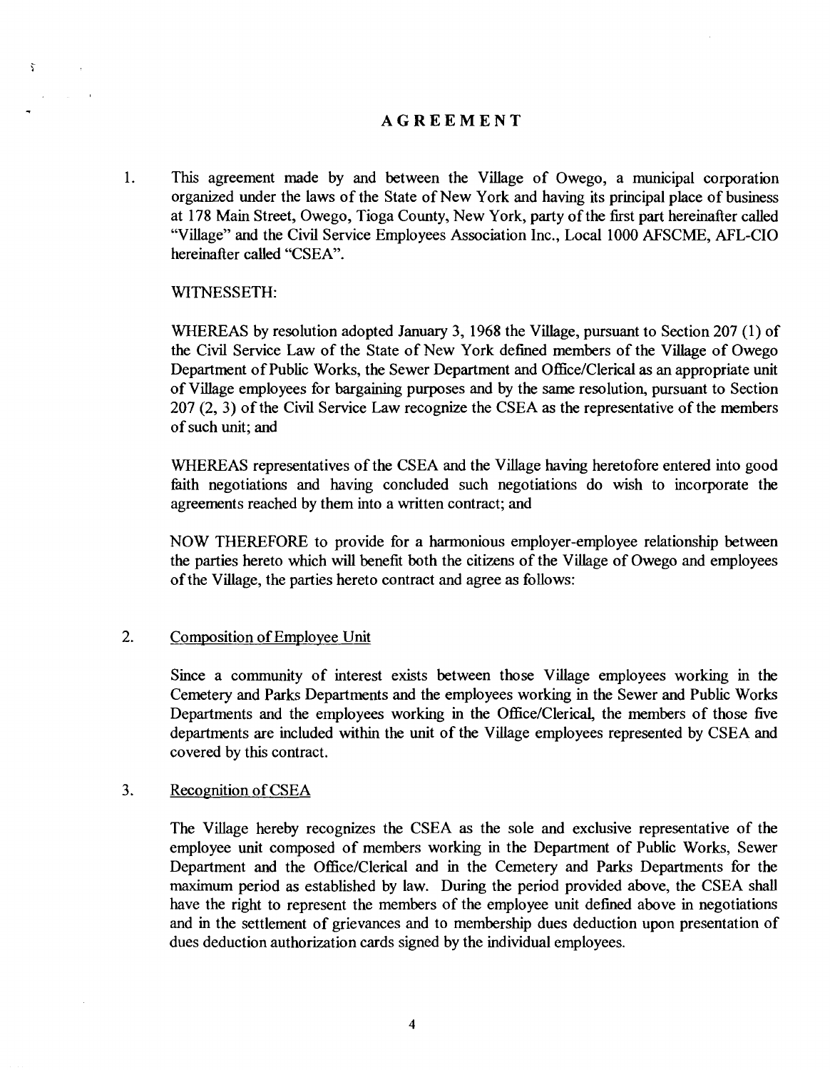# AGREEMENT

1. This agreement made by and between the Village of Owego, a municipal corporation organized under the laws of the State of New York and having its principal place of business at 178 Main Street, Owego, Tioga County, New York, party of the first part hereinafter called "Village" and the Civil Service Employees Association Inc., Local 1000 AFSCME, AFL-CIO hereinafter called "CSEA".

   WITNESSETH:

   WHEREAS by resolution adopted January 3, 1968 the Village, pursuant to Section 207 (1) of the Civil Service Law of the State of New York defined members of the Village of Owego Department of Public Works, the Sewer Department and Office/Clerical as an appropriate unit of Village employees for bargaining purposes and by the same resolution, pursuant to Section 207 (2, 3) of the Civil Service Law recognize the CSEA as the representative of the members of such unit; and

   WHEREAS representatives of the CSEA and the Village having heretofore entered into good faith negotiations and having concluded such negotiations do wish to incorporate the agreements reached by them into a written contract; and

   NOW THEREFORE to provide for a harmonious employer-employee relationship between the parties hereto which will benefit both the citizens of the Village of Owego and employees of the Village, the parties hereto contract and agree as follows:

2. <u>Composition of Employee Unit</u>

   Since a community of interest exists between those Village employees working in the Cemetery and Parks Departments and the employees working in the Sewer and Public Works Departments and the employees working in the Office/Clerical, the members of those five departments are included within the unit of the Village employees represented by CSEA and covered by this contract.

3. <u>Recognition of CSEA</u>

   The Village hereby recognizes the CSEA as the sole and exclusive representative of the employee unit composed of members working in the Department of Public Works, Sewer Department and the Office/Clerical and in the Cemetery and Parks Departments for the maximum period as established by law. During the period provided above, the CSEA shall have the right to represent the members of the employee unit defined above in negotiations and in the settlement of grievances and to membership dues deduction upon presentation of dues deduction authorization cards signed by the individual employees.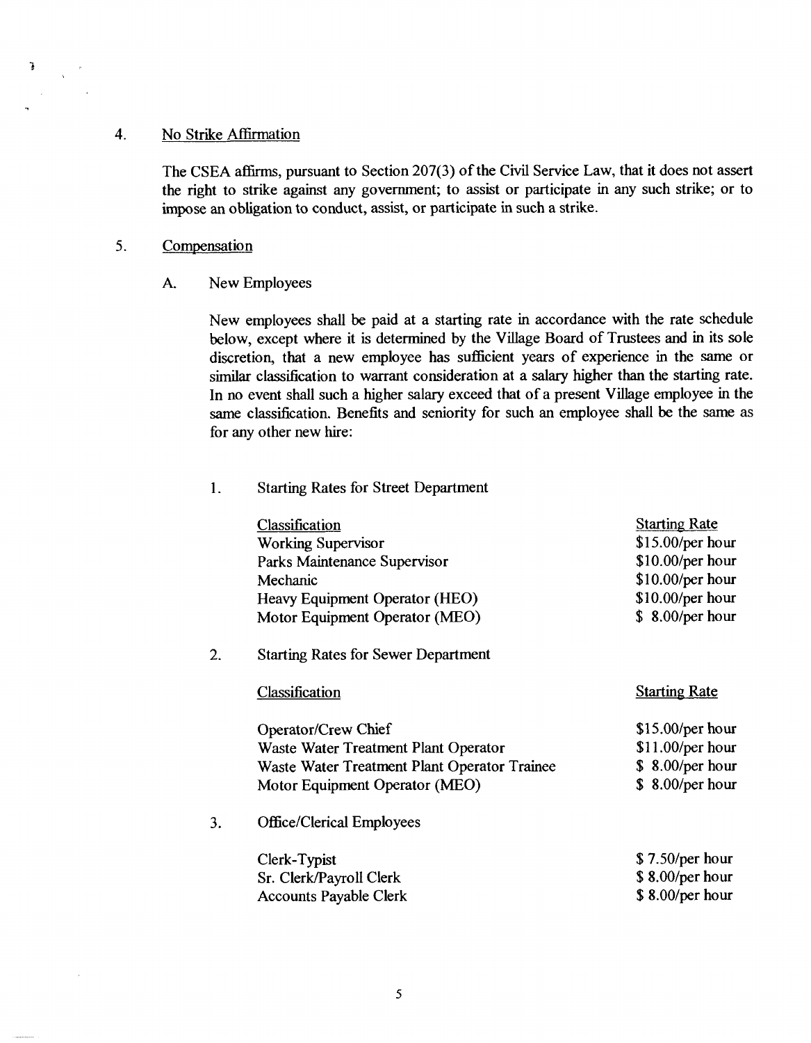4. <u>No Strike Affirmation</u>

The CSEA affirms, pursuant to Section 207(3) of the Civil Service Law, that it does not assert the right to strike against any government; to assist or participate in any such strike; or to impose an obligation to conduct, assist, or participate in such a strike.

5. <u>Compensation</u>

A. New Employees

New employees shall be paid at a starting rate in accordance with the rate schedule below, except where it is determined by the Village Board of Trustees and in its sole discretion, that a new employee has sufficient years of experience in the same or similar classification to warrant consideration at a salary higher than the starting rate. In no event shall such a higher salary exceed that of a present Village employee in the same classification. Benefits and seniority for such an employee shall be the same as for any other new hire:

1. Starting Rates for Street Department

| Classification | Starting Rate |
|---|---|
| Working Supervisor | $15.00/per hour |
| Parks Maintenance Supervisor | $10.00/per hour |
| Mechanic | $10.00/per hour |
| Heavy Equipment Operator (HEO) | $10.00/per hour |
| Motor Equipment Operator (MEO) | $ 8.00/per hour |

2. Starting Rates for Sewer Department

| Classification | Starting Rate |
|---|---|
| Operator/Crew Chief | $15.00/per hour |
| Waste Water Treatment Plant Operator | $11.00/per hour |
| Waste Water Treatment Plant Operator Trainee | $ 8.00/per hour |
| Motor Equipment Operator (MEO) | $ 8.00/per hour |

3. Office/Clerical Employees

| Classification | Starting Rate |
|---|---|
| Clerk-Typist | $ 7.50/per hour |
| Sr. Clerk/Payroll Clerk | $ 8.00/per hour |
| Accounts Payable Clerk | $ 8.00/per hour |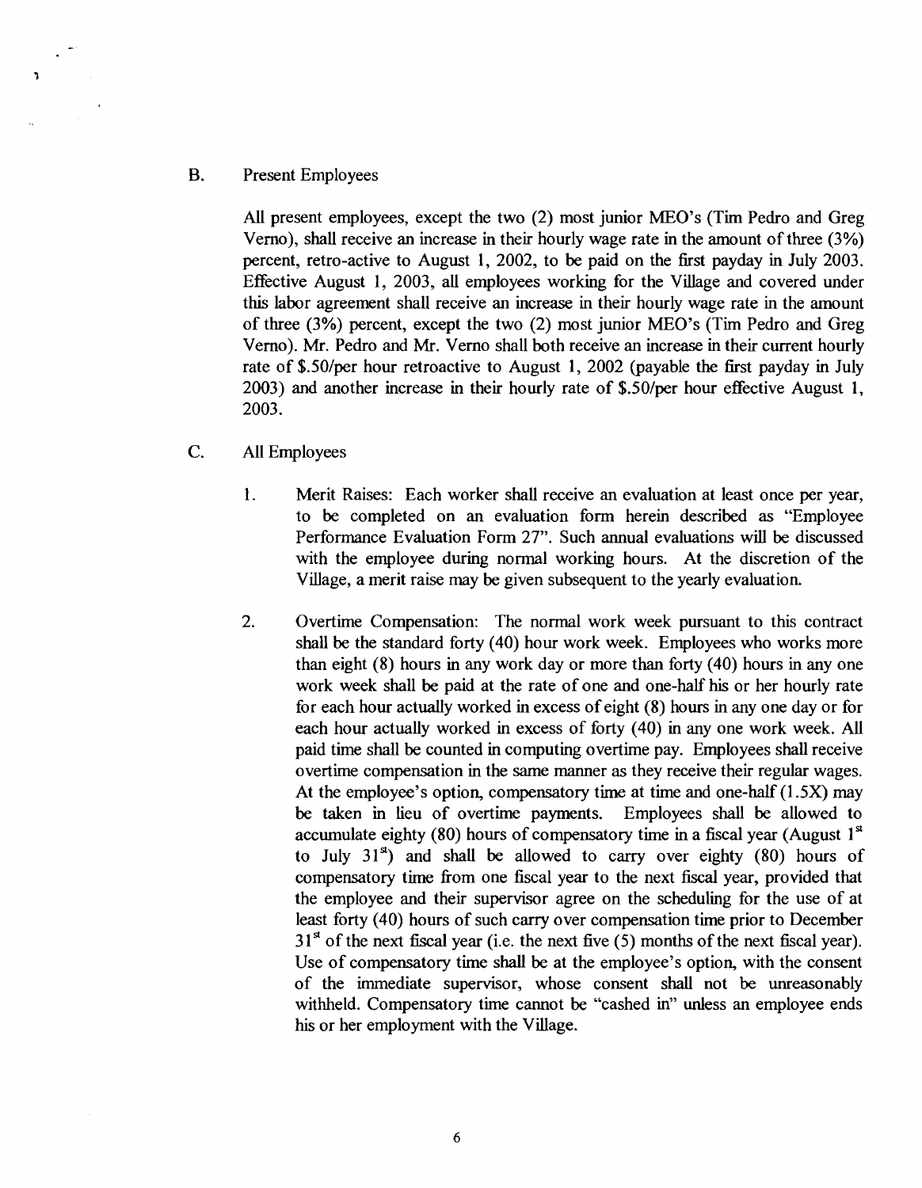B. Present Employees

All present employees, except the two (2) most junior MEO's (Tim Pedro and Greg Verno), shall receive an increase in their hourly wage rate in the amount of three (3%) percent, retro-active to August 1, 2002, to be paid on the first payday in July 2003. Effective August 1, 2003, all employees working for the Village and covered under this labor agreement shall receive an increase in their hourly wage rate in the amount of three (3%) percent, except the two (2) most junior MEO's (Tim Pedro and Greg Verno). Mr. Pedro and Mr. Verno shall both receive an increase in their current hourly rate of $.50/per hour retroactive to August 1, 2002 (payable the first payday in July 2003) and another increase in their hourly rate of $.50/per hour effective August 1, 2003.

C. All Employees

1. Merit Raises: Each worker shall receive an evaluation at least once per year, to be completed on an evaluation form herein described as "Employee Performance Evaluation Form 27". Such annual evaluations will be discussed with the employee during normal working hours. At the discretion of the Village, a merit raise may be given subsequent to the yearly evaluation.

2. Overtime Compensation: The normal work week pursuant to this contract shall be the standard forty (40) hour work week. Employees who works more than eight (8) hours in any work day or more than forty (40) hours in any one work week shall be paid at the rate of one and one-half his or her hourly rate for each hour actually worked in excess of eight (8) hours in any one day or for each hour actually worked in excess of forty (40) in any one work week. All paid time shall be counted in computing overtime pay. Employees shall receive overtime compensation in the same manner as they receive their regular wages. At the employee's option, compensatory time at time and one-half (1.5X) may be taken in lieu of overtime payments. Employees shall be allowed to accumulate eighty (80) hours of compensatory time in a fiscal year (August 1st to July 31st) and shall be allowed to carry over eighty (80) hours of compensatory time from one fiscal year to the next fiscal year, provided that the employee and their supervisor agree on the scheduling for the use of at least forty (40) hours of such carry over compensation time prior to December 31st of the next fiscal year (i.e. the next five (5) months of the next fiscal year). Use of compensatory time shall be at the employee's option, with the consent of the immediate supervisor, whose consent shall not be unreasonably withheld. Compensatory time cannot be "cashed in" unless an employee ends his or her employment with the Village.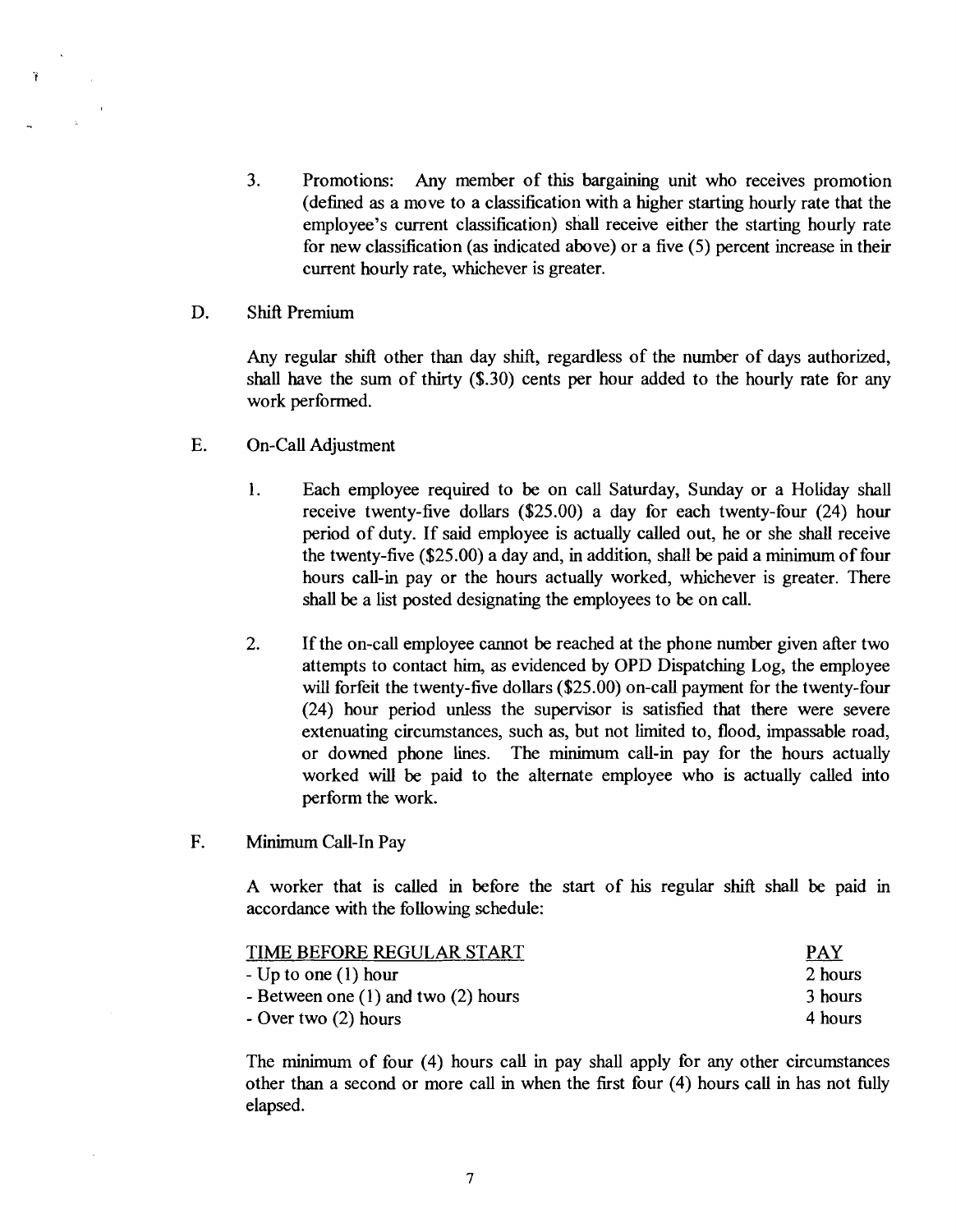3. Promotions: Any member of this bargaining unit who receives promotion (defined as a move to a classification with a higher starting hourly rate that the employee's current classification) shall receive either the starting hourly rate for new classification (as indicated above) or a five (5) percent increase in their current hourly rate, whichever is greater.

D. Shift Premium

Any regular shift other than day shift, regardless of the number of days authorized, shall have the sum of thirty ($.30) cents per hour added to the hourly rate for any work performed.

E. On-Call Adjustment

1. Each employee required to be on call Saturday, Sunday or a Holiday shall receive twenty-five dollars ($25.00) a day for each twenty-four (24) hour period of duty. If said employee is actually called out, he or she shall receive the twenty-five ($25.00) a day and, in addition, shall be paid a minimum of four hours call-in pay or the hours actually worked, whichever is greater. There shall be a list posted designating the employees to be on call.

2. If the on-call employee cannot be reached at the phone number given after two attempts to contact him, as evidenced by OPD Dispatching Log, the employee will forfeit the twenty-five dollars ($25.00) on-call payment for the twenty-four (24) hour period unless the supervisor is satisfied that there were severe extenuating circumstances, such as, but not limited to, flood, impassable road, or downed phone lines. The minimum call-in pay for the hours actually worked will be paid to the alternate employee who is actually called into perform the work.

F. Minimum Call-In Pay

A worker that is called in before the start of his regular shift shall be paid in accordance with the following schedule:

| TIME BEFORE REGULAR START | PAY |
|---|---|
| - Up to one (1) hour | 2 hours |
| - Between one (1) and two (2) hours | 3 hours |
| - Over two (2) hours | 4 hours |

The minimum of four (4) hours call in pay shall apply for any other circumstances other than a second or more call in when the first four (4) hours call in has not fully elapsed.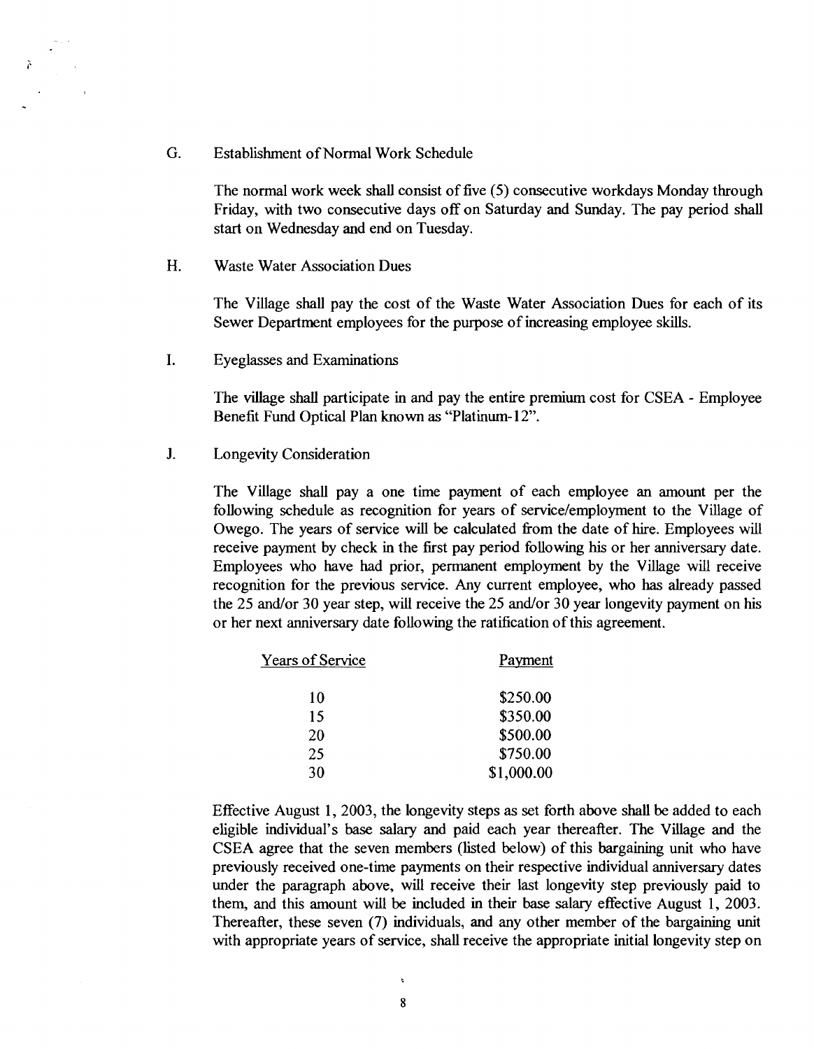G. Establishment of Normal Work Schedule

The normal work week shall consist of five (5) consecutive workdays Monday through Friday, with two consecutive days off on Saturday and Sunday. The pay period shall start on Wednesday and end on Tuesday.

H. Waste Water Association Dues

The Village shall pay the cost of the Waste Water Association Dues for each of its Sewer Department employees for the purpose of increasing employee skills.

I. Eyeglasses and Examinations

The village shall participate in and pay the entire premium cost for CSEA - Employee Benefit Fund Optical Plan known as "Platinum-12".

J. Longevity Consideration

The Village shall pay a one time payment of each employee an amount per the following schedule as recognition for years of service/employment to the Village of Owego. The years of service will be calculated from the date of hire. Employees will receive payment by check in the first pay period following his or her anniversary date. Employees who have had prior, permanent employment by the Village will receive recognition for the previous service. Any current employee, who has already passed the 25 and/or 30 year step, will receive the 25 and/or 30 year longevity payment on his or her next anniversary date following the ratification of this agreement.

| Years of Service | Payment |
|---|---|
| 10 | $250.00 |
| 15 | $350.00 |
| 20 | $500.00 |
| 25 | $750.00 |
| 30 | $1,000.00 |

Effective August 1, 2003, the longevity steps as set forth above shall be added to each eligible individual's base salary and paid each year thereafter. The Village and the CSEA agree that the seven members (listed below) of this bargaining unit who have previously received one-time payments on their respective individual anniversary dates under the paragraph above, will receive their last longevity step previously paid to them, and this amount will be included in their base salary effective August 1, 2003. Thereafter, these seven (7) individuals, and any other member of the bargaining unit with appropriate years of service, shall receive the appropriate initial longevity step on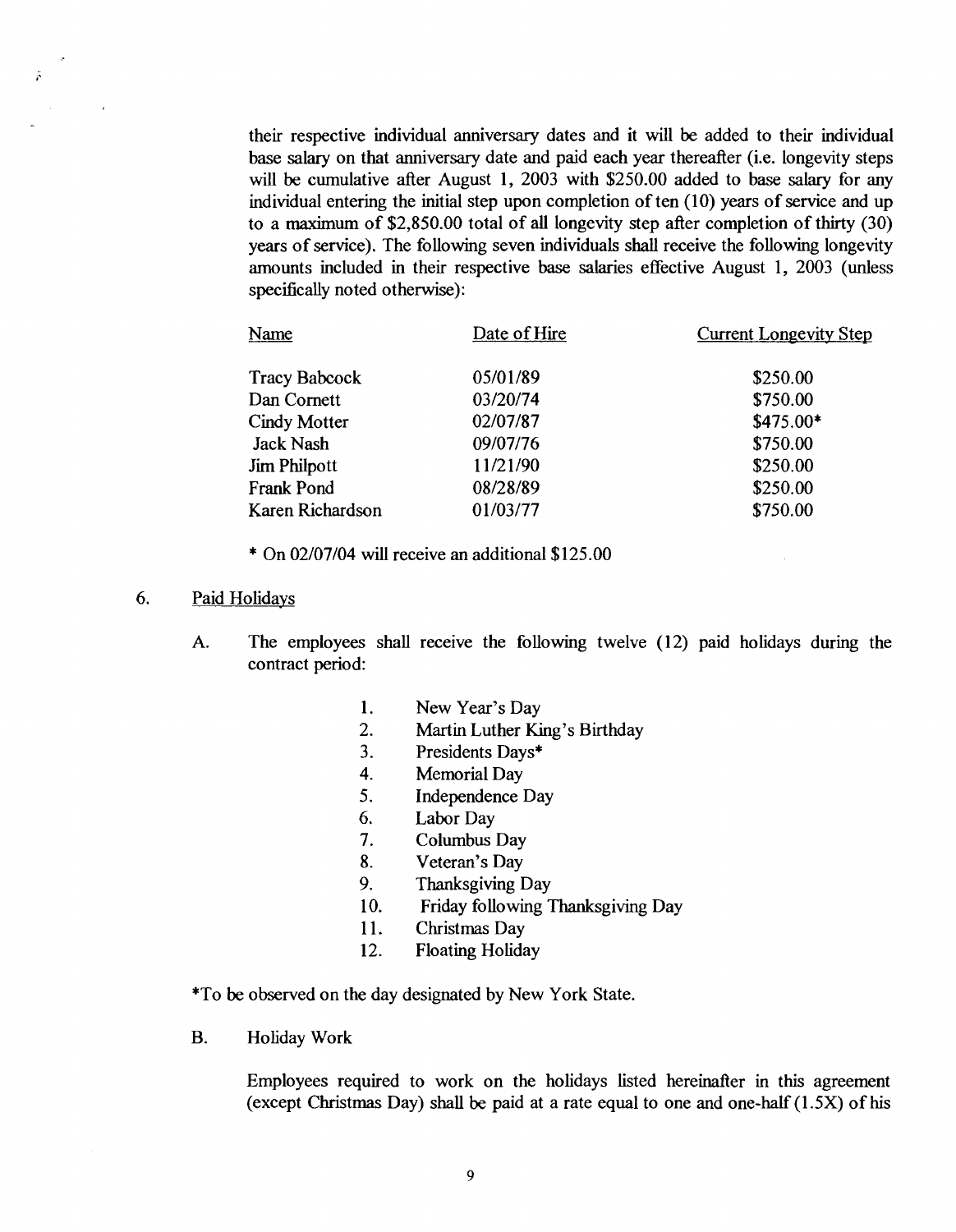their respective individual anniversary dates and it will be added to their individual base salary on that anniversary date and paid each year thereafter (i.e. longevity steps will be cumulative after August 1, 2003 with $250.00 added to base salary for any individual entering the initial step upon completion of ten (10) years of service and up to a maximum of $2,850.00 total of all longevity step after completion of thirty (30) years of service). The following seven individuals shall receive the following longevity amounts included in their respective base salaries effective August 1, 2003 (unless specifically noted otherwise):

| Name | Date of Hire | Current Longevity Step |
|---|---|---|
| Tracy Babcock | 05/01/89 | $250.00 |
| Dan Cornett | 03/20/74 | $750.00 |
| Cindy Motter | 02/07/87 | $475.00* |
| Jack Nash | 09/07/76 | $750.00 |
| Jim Philpott | 11/21/90 | $250.00 |
| Frank Pond | 08/28/89 | $250.00 |
| Karen Richardson | 01/03/77 | $750.00 |

* On 02/07/04 will receive an additional $125.00

6. Paid Holidays

A. The employees shall receive the following twelve (12) paid holidays during the contract period:

1. New Year's Day
2. Martin Luther King's Birthday
3. Presidents Days*
4. Memorial Day
5. Independence Day
6. Labor Day
7. Columbus Day
8. Veteran's Day
9. Thanksgiving Day
10. Friday following Thanksgiving Day
11. Christmas Day
12. Floating Holiday

*To be observed on the day designated by New York State.

B. Holiday Work

Employees required to work on the holidays listed hereinafter in this agreement (except Christmas Day) shall be paid at a rate equal to one and one-half (1.5X) of his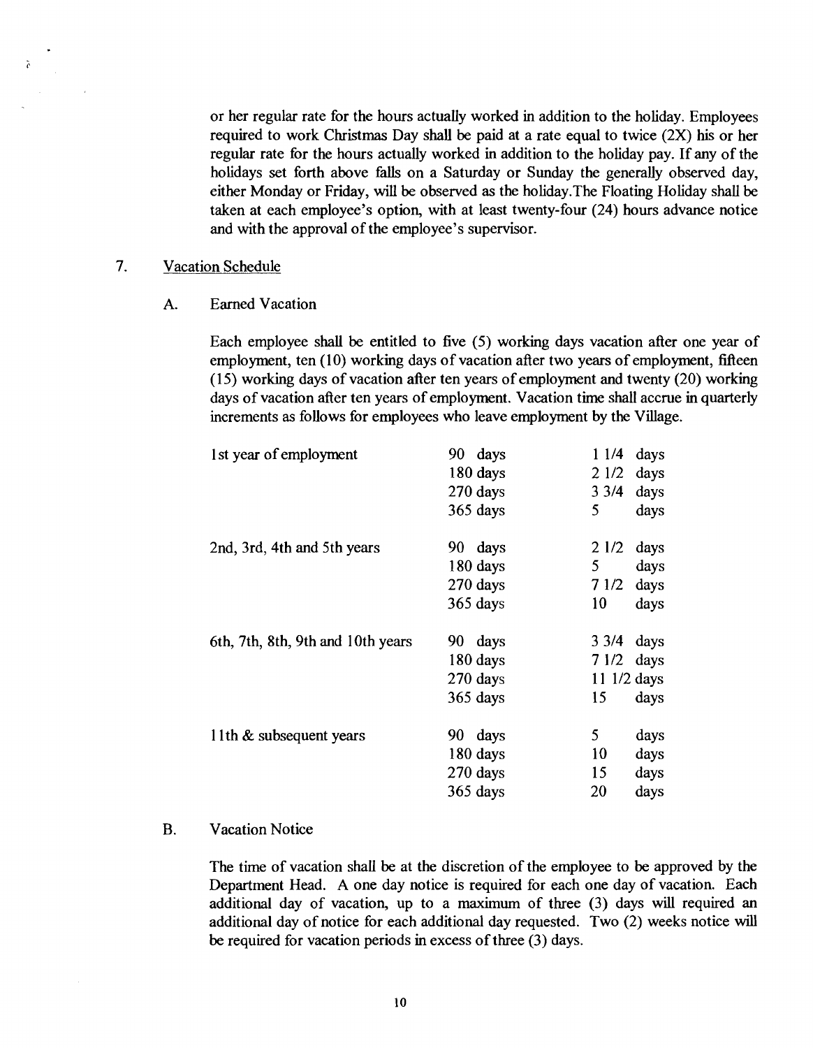or her regular rate for the hours actually worked in addition to the holiday. Employees required to work Christmas Day shall be paid at a rate equal to twice (2X) his or her regular rate for the hours actually worked in addition to the holiday pay. If any of the holidays set forth above falls on a Saturday or Sunday the generally observed day, either Monday or Friday, will be observed as the holiday.The Floating Holiday shall be taken at each employee's option, with at least twenty-four (24) hours advance notice and with the approval of the employee's supervisor.

7. Vacation Schedule

A. Earned Vacation

Each employee shall be entitled to five (5) working days vacation after one year of employment, ten (10) working days of vacation after two years of employment, fifteen (15) working days of vacation after ten years of employment and twenty (20) working days of vacation after ten years of employment. Vacation time shall accrue in quarterly increments as follows for employees who leave employment by the Village.

| | | |
|---|---|---|
| 1st year of employment | 90 days | 1 1/4 days |
| | 180 days | 2 1/2 days |
| | 270 days | 3 3/4 days |
| | 365 days | 5 days |
| 2nd, 3rd, 4th and 5th years | 90 days | 2 1/2 days |
| | 180 days | 5 days |
| | 270 days | 7 1/2 days |
| | 365 days | 10 days |
| 6th, 7th, 8th, 9th and 10th years | 90 days | 3 3/4 days |
| | 180 days | 7 1/2 days |
| | 270 days | 11 1/2 days |
| | 365 days | 15 days |
| 11th & subsequent years | 90 days | 5 days |
| | 180 days | 10 days |
| | 270 days | 15 days |
| | 365 days | 20 days |

B. Vacation Notice

The time of vacation shall be at the discretion of the employee to be approved by the Department Head. A one day notice is required for each one day of vacation. Each additional day of vacation, up to a maximum of three (3) days will required an additional day of notice for each additional day requested. Two (2) weeks notice will be required for vacation periods in excess of three (3) days.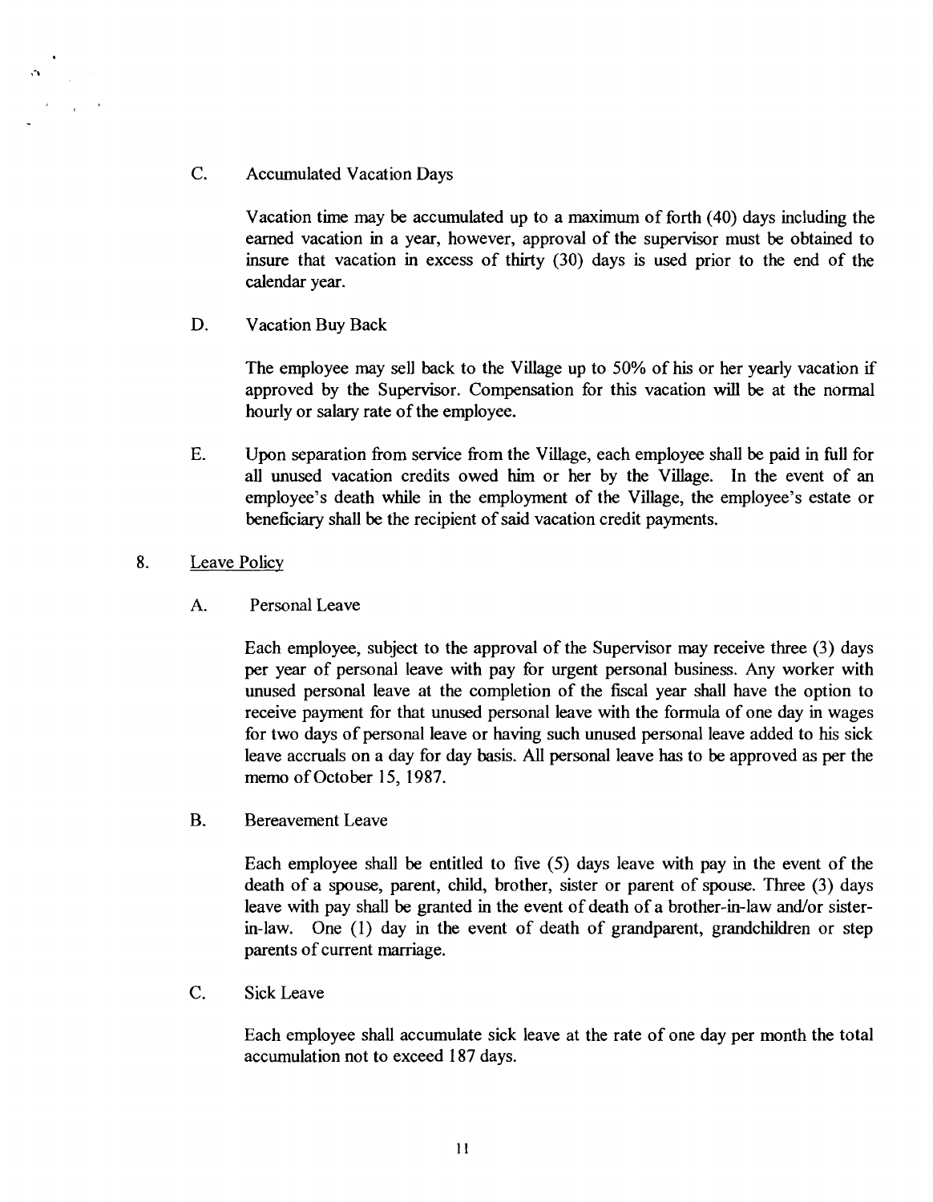C. Accumulated Vacation Days

Vacation time may be accumulated up to a maximum of forth (40) days including the earned vacation in a year, however, approval of the supervisor must be obtained to insure that vacation in excess of thirty (30) days is used prior to the end of the calendar year.

D. Vacation Buy Back

The employee may sell back to the Village up to 50% of his or her yearly vacation if approved by the Supervisor. Compensation for this vacation will be at the normal hourly or salary rate of the employee.

E. Upon separation from service from the Village, each employee shall be paid in full for all unused vacation credits owed him or her by the Village. In the event of an employee's death while in the employment of the Village, the employee's estate or beneficiary shall be the recipient of said vacation credit payments.

8. Leave Policy

A. Personal Leave

Each employee, subject to the approval of the Supervisor may receive three (3) days per year of personal leave with pay for urgent personal business. Any worker with unused personal leave at the completion of the fiscal year shall have the option to receive payment for that unused personal leave with the formula of one day in wages for two days of personal leave or having such unused personal leave added to his sick leave accruals on a day for day basis. All personal leave has to be approved as per the memo of October 15, 1987.

B. Bereavement Leave

Each employee shall be entitled to five (5) days leave with pay in the event of the death of a spouse, parent, child, brother, sister or parent of spouse. Three (3) days leave with pay shall be granted in the event of death of a brother-in-law and/or sister-in-law. One (1) day in the event of death of grandparent, grandchildren or step parents of current marriage.

C. Sick Leave

Each employee shall accumulate sick leave at the rate of one day per month the total accumulation not to exceed 187 days.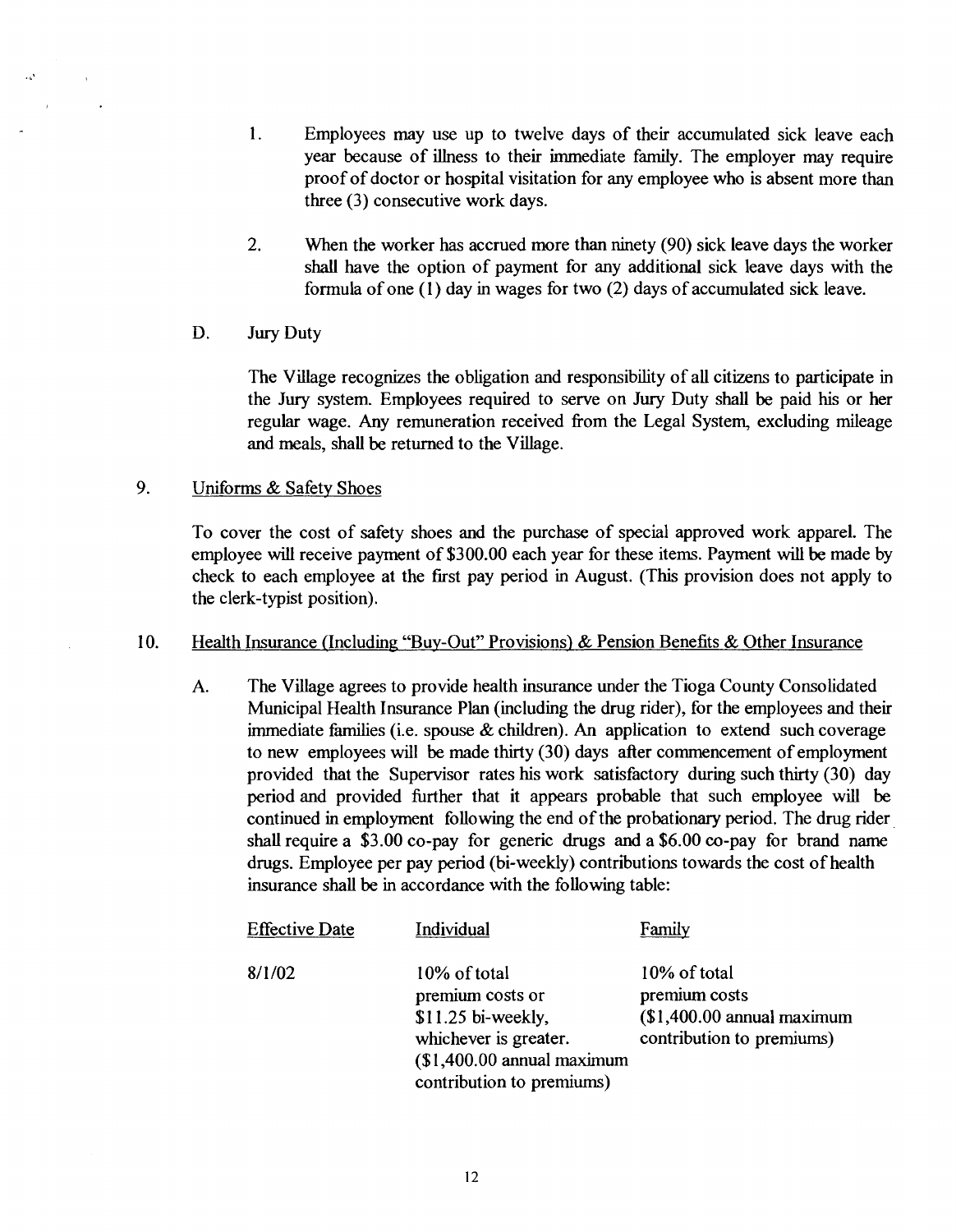1. Employees may use up to twelve days of their accumulated sick leave each year because of illness to their immediate family. The employer may require proof of doctor or hospital visitation for any employee who is absent more than three (3) consecutive work days.

2. When the worker has accrued more than ninety (90) sick leave days the worker shall have the option of payment for any additional sick leave days with the formula of one (1) day in wages for two (2) days of accumulated sick leave.

D. Jury Duty

The Village recognizes the obligation and responsibility of all citizens to participate in the Jury system. Employees required to serve on Jury Duty shall be paid his or her regular wage. Any remuneration received from the Legal System, excluding mileage and meals, shall be returned to the Village.

9. Uniforms & Safety Shoes

To cover the cost of safety shoes and the purchase of special approved work apparel. The employee will receive payment of $300.00 each year for these items. Payment will be made by check to each employee at the first pay period in August. (This provision does not apply to the clerk-typist position).

10. Health Insurance (Including "Buy-Out" Provisions) & Pension Benefits & Other Insurance

A. The Village agrees to provide health insurance under the Tioga County Consolidated Municipal Health Insurance Plan (including the drug rider), for the employees and their immediate families (i.e. spouse & children). An application to extend such coverage to new employees will be made thirty (30) days after commencement of employment provided that the Supervisor rates his work satisfactory during such thirty (30) day period and provided further that it appears probable that such employee will be continued in employment following the end of the probationary period. The drug rider shall require a $3.00 co-pay for generic drugs and a $6.00 co-pay for brand name drugs. Employee per pay period (bi-weekly) contributions towards the cost of health insurance shall be in accordance with the following table:

| Effective Date | Individual | Family |
|---|---|---|
| 8/1/02 | 10% of total premium costs or $11.25 bi-weekly, whichever is greater. ($1,400.00 annual maximum contribution to premiums) | 10% of total premium costs ($1,400.00 annual maximum contribution to premiums) |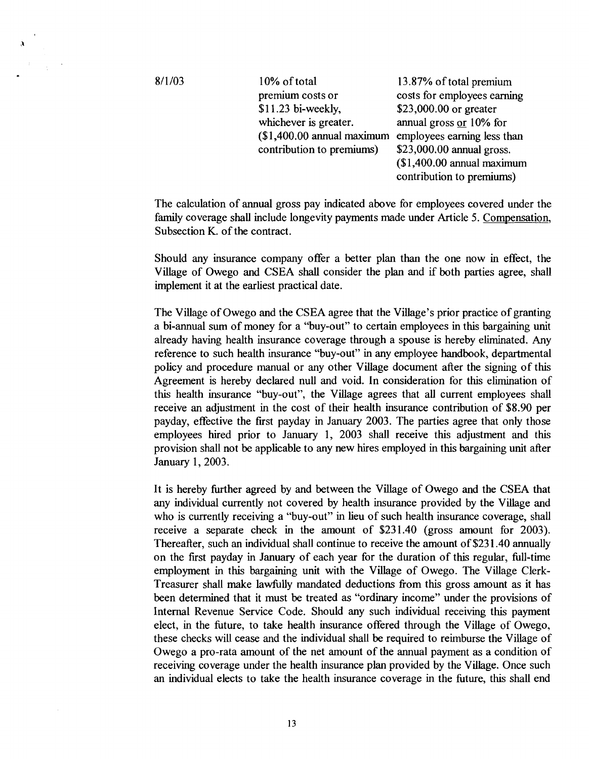| | | |
|---|---|---|
| 8/1/03 | 10% of total premium costs or $11.23 bi-weekly, whichever is greater. ($1,400.00 annual maximum contribution to premiums) | 13.87% of total premium costs for employees earning $23,000.00 or greater annual gross or 10% for employees earning less than $23,000.00 annual gross. ($1,400.00 annual maximum contribution to premiums) |

The calculation of annual gross pay indicated above for employees covered under the family coverage shall include longevity payments made under Article 5. Compensation, Subsection K. of the contract.

Should any insurance company offer a better plan than the one now in effect, the Village of Owego and CSEA shall consider the plan and if both parties agree, shall implement it at the earliest practical date.

The Village of Owego and the CSEA agree that the Village's prior practice of granting a bi-annual sum of money for a "buy-out" to certain employees in this bargaining unit already having health insurance coverage through a spouse is hereby eliminated. Any reference to such health insurance "buy-out" in any employee handbook, departmental policy and procedure manual or any other Village document after the signing of this Agreement is hereby declared null and void. In consideration for this elimination of this health insurance "buy-out", the Village agrees that all current employees shall receive an adjustment in the cost of their health insurance contribution of $8.90 per payday, effective the first payday in January 2003. The parties agree that only those employees hired prior to January 1, 2003 shall receive this adjustment and this provision shall not be applicable to any new hires employed in this bargaining unit after January 1, 2003.

It is hereby further agreed by and between the Village of Owego and the CSEA that any individual currently not covered by health insurance provided by the Village and who is currently receiving a "buy-out" in lieu of such health insurance coverage, shall receive a separate check in the amount of $231.40 (gross amount for 2003). Thereafter, such an individual shall continue to receive the amount of $231.40 annually on the first payday in January of each year for the duration of this regular, full-time employment in this bargaining unit with the Village of Owego. The Village Clerk-Treasurer shall make lawfully mandated deductions from this gross amount as it has been determined that it must be treated as "ordinary income" under the provisions of Internal Revenue Service Code. Should any such individual receiving this payment elect, in the future, to take health insurance offered through the Village of Owego, these checks will cease and the individual shall be required to reimburse the Village of Owego a pro-rata amount of the net amount of the annual payment as a condition of receiving coverage under the health insurance plan provided by the Village. Once such an individual elects to take the health insurance coverage in the future, this shall end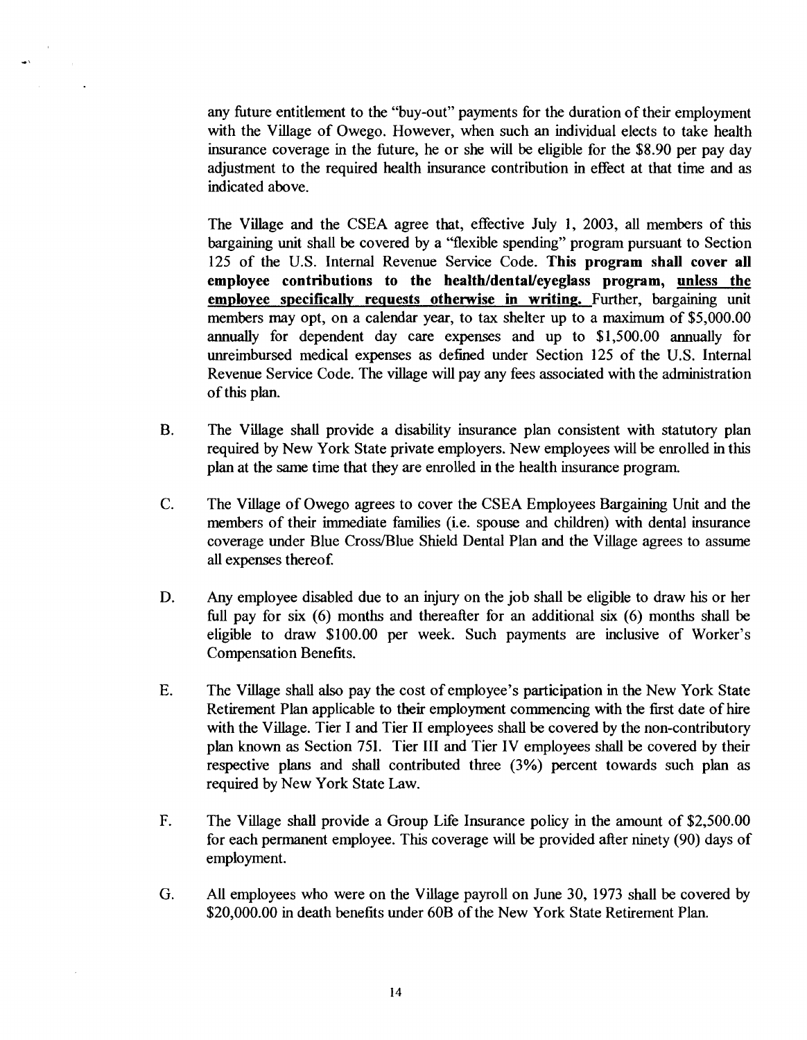any future entitlement to the "buy-out" payments for the duration of their employment with the Village of Owego. However, when such an individual elects to take health insurance coverage in the future, he or she will be eligible for the $8.90 per pay day adjustment to the required health insurance contribution in effect at that time and as indicated above.

The Village and the CSEA agree that, effective July 1, 2003, all members of this bargaining unit shall be covered by a "flexible spending" program pursuant to Section 125 of the U.S. Internal Revenue Service Code. **This program shall cover all employee contributions to the health/dental/eyeglass program, <u>unless the employee specifically requests otherwise in writing.</u>** Further, bargaining unit members may opt, on a calendar year, to tax shelter up to a maximum of $5,000.00 annually for dependent day care expenses and up to $1,500.00 annually for unreimbursed medical expenses as defined under Section 125 of the U.S. Internal Revenue Service Code. The village will pay any fees associated with the administration of this plan.

B. The Village shall provide a disability insurance plan consistent with statutory plan required by New York State private employers. New employees will be enrolled in this plan at the same time that they are enrolled in the health insurance program.

C. The Village of Owego agrees to cover the CSEA Employees Bargaining Unit and the members of their immediate families (i.e. spouse and children) with dental insurance coverage under Blue Cross/Blue Shield Dental Plan and the Village agrees to assume all expenses thereof.

D. Any employee disabled due to an injury on the job shall be eligible to draw his or her full pay for six (6) months and thereafter for an additional six (6) months shall be eligible to draw $100.00 per week. Such payments are inclusive of Worker's Compensation Benefits.

E. The Village shall also pay the cost of employee's participation in the New York State Retirement Plan applicable to their employment commencing with the first date of hire with the Village. Tier I and Tier II employees shall be covered by the non-contributory plan known as Section 751. Tier III and Tier IV employees shall be covered by their respective plans and shall contributed three (3%) percent towards such plan as required by New York State Law.

F. The Village shall provide a Group Life Insurance policy in the amount of $2,500.00 for each permanent employee. This coverage will be provided after ninety (90) days of employment.

G. All employees who were on the Village payroll on June 30, 1973 shall be covered by $20,000.00 in death benefits under 60B of the New York State Retirement Plan.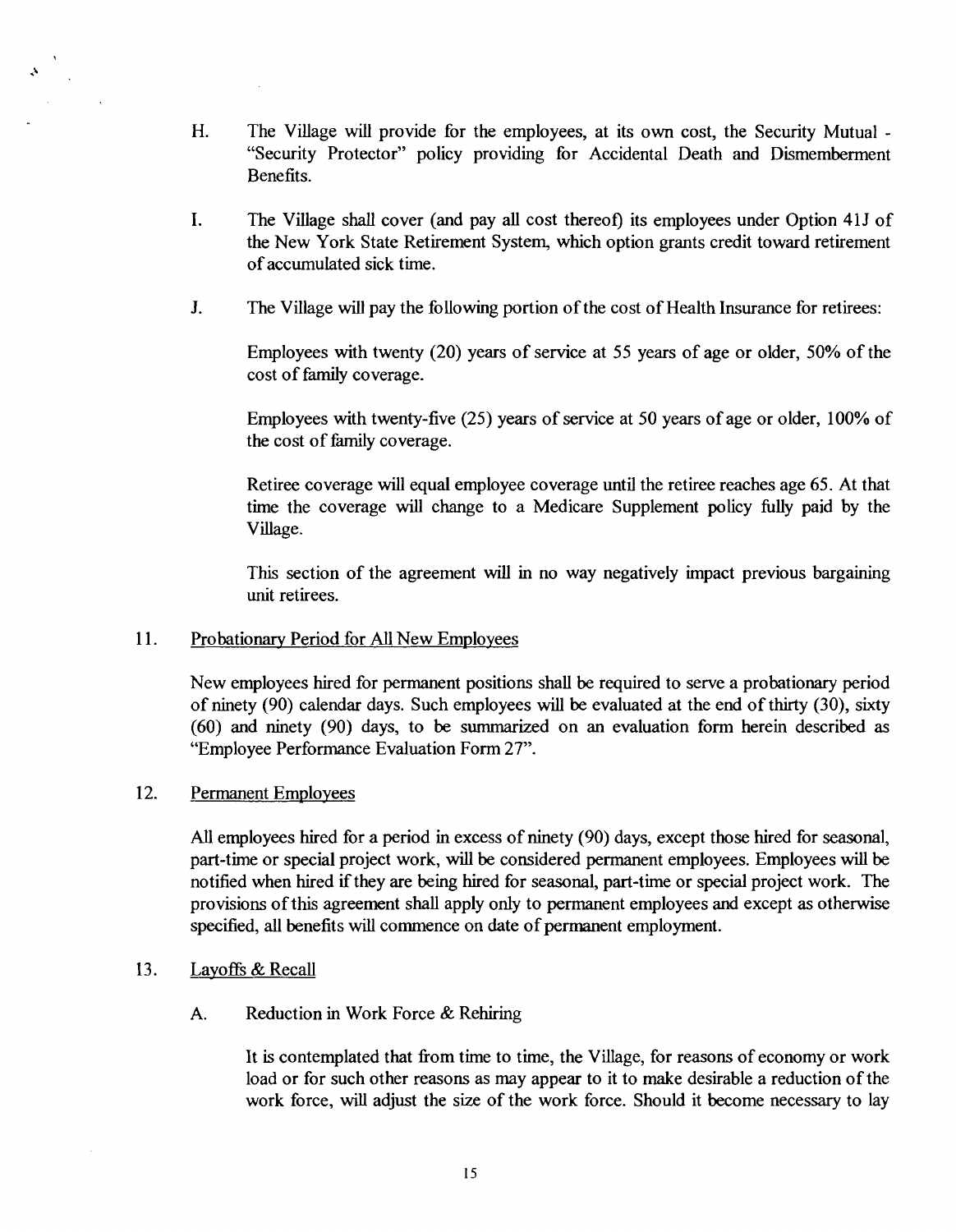H. The Village will provide for the employees, at its own cost, the Security Mutual - "Security Protector" policy providing for Accidental Death and Dismemberment Benefits.

I. The Village shall cover (and pay all cost thereof) its employees under Option 41J of the New York State Retirement System, which option grants credit toward retirement of accumulated sick time.

J. The Village will pay the following portion of the cost of Health Insurance for retirees:

Employees with twenty (20) years of service at 55 years of age or older, 50% of the cost of family coverage.

Employees with twenty-five (25) years of service at 50 years of age or older, 100% of the cost of family coverage.

Retiree coverage will equal employee coverage until the retiree reaches age 65. At that time the coverage will change to a Medicare Supplement policy fully paid by the Village.

This section of the agreement will in no way negatively impact previous bargaining unit retirees.

11. Probationary Period for All New Employees

New employees hired for permanent positions shall be required to serve a probationary period of ninety (90) calendar days. Such employees will be evaluated at the end of thirty (30), sixty (60) and ninety (90) days, to be summarized on an evaluation form herein described as "Employee Performance Evaluation Form 27".

12. Permanent Employees

All employees hired for a period in excess of ninety (90) days, except those hired for seasonal, part-time or special project work, will be considered permanent employees. Employees will be notified when hired if they are being hired for seasonal, part-time or special project work. The provisions of this agreement shall apply only to permanent employees and except as otherwise specified, all benefits will commence on date of permanent employment.

13. Layoffs & Recall

A. Reduction in Work Force & Rehiring

It is contemplated that from time to time, the Village, for reasons of economy or work load or for such other reasons as may appear to it to make desirable a reduction of the work force, will adjust the size of the work force. Should it become necessary to lay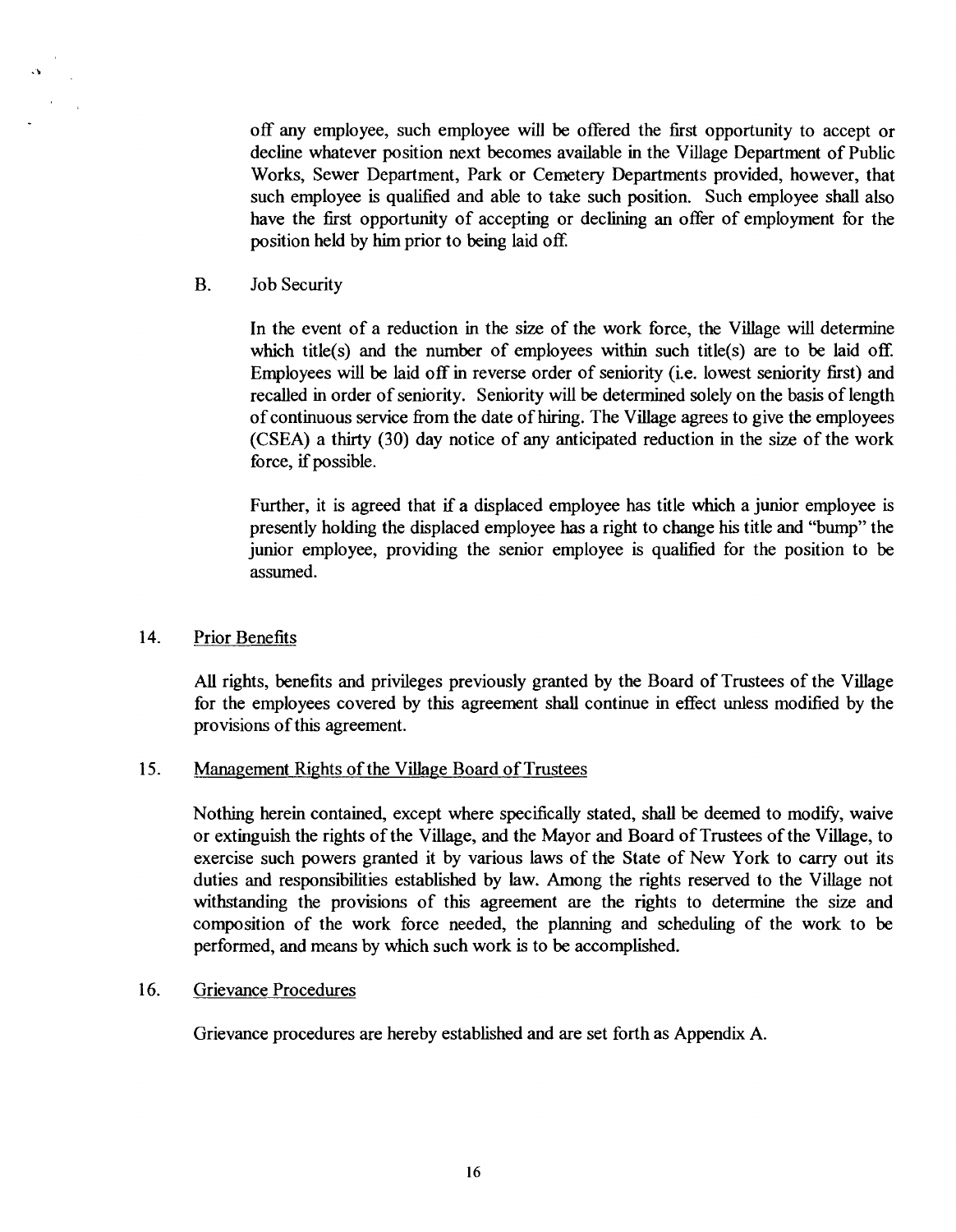off any employee, such employee will be offered the first opportunity to accept or decline whatever position next becomes available in the Village Department of Public Works, Sewer Department, Park or Cemetery Departments provided, however, that such employee is qualified and able to take such position. Such employee shall also have the first opportunity of accepting or declining an offer of employment for the position held by him prior to being laid off.

B. Job Security

In the event of a reduction in the size of the work force, the Village will determine which title(s) and the number of employees within such title(s) are to be laid off. Employees will be laid off in reverse order of seniority (i.e. lowest seniority first) and recalled in order of seniority. Seniority will be determined solely on the basis of length of continuous service from the date of hiring. The Village agrees to give the employees (CSEA) a thirty (30) day notice of any anticipated reduction in the size of the work force, if possible.

Further, it is agreed that if a displaced employee has title which a junior employee is presently holding the displaced employee has a right to change his title and "bump" the junior employee, providing the senior employee is qualified for the position to be assumed.

## 14. Prior Benefits

All rights, benefits and privileges previously granted by the Board of Trustees of the Village for the employees covered by this agreement shall continue in effect unless modified by the provisions of this agreement.

## 15. Management Rights of the Village Board of Trustees

Nothing herein contained, except where specifically stated, shall be deemed to modify, waive or extinguish the rights of the Village, and the Mayor and Board of Trustees of the Village, to exercise such powers granted it by various laws of the State of New York to carry out its duties and responsibilities established by law. Among the rights reserved to the Village not withstanding the provisions of this agreement are the rights to determine the size and composition of the work force needed, the planning and scheduling of the work to be performed, and means by which such work is to be accomplished.

## 16. Grievance Procedures

Grievance procedures are hereby established and are set forth as Appendix A.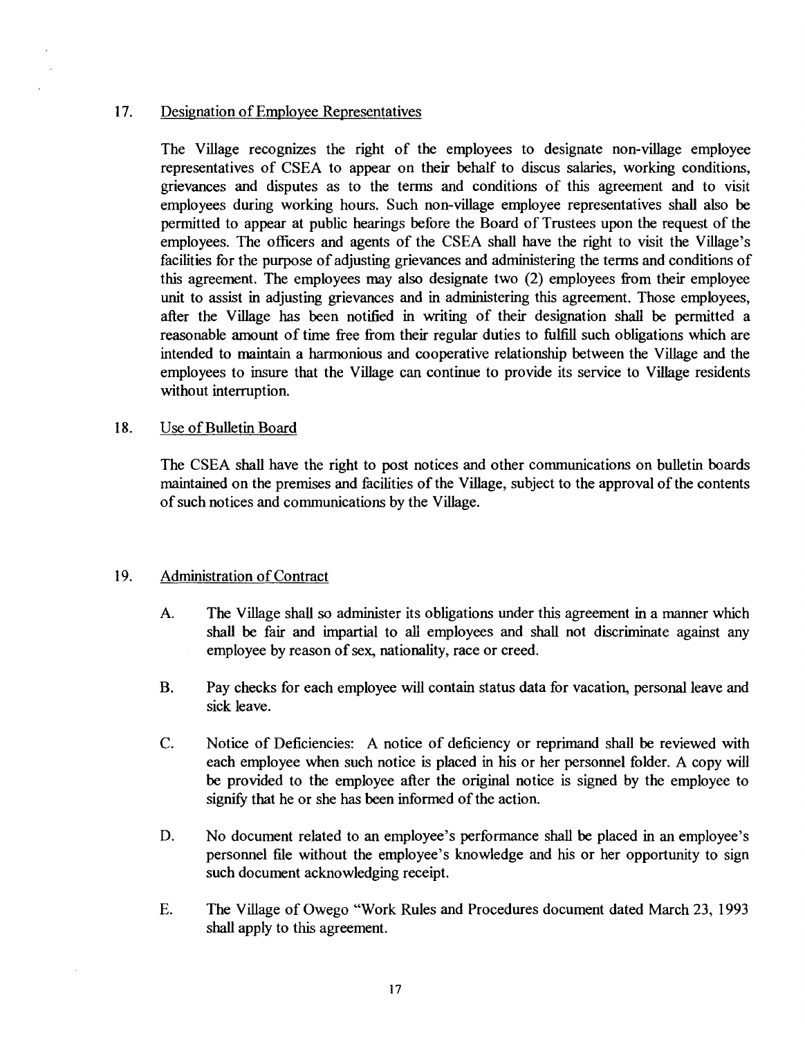## 17. Designation of Employee Representatives

The Village recognizes the right of the employees to designate non-village employee representatives of CSEA to appear on their behalf to discus salaries, working conditions, grievances and disputes as to the terms and conditions of this agreement and to visit employees during working hours. Such non-village employee representatives shall also be permitted to appear at public hearings before the Board of Trustees upon the request of the employees. The officers and agents of the CSEA shall have the right to visit the Village's facilities for the purpose of adjusting grievances and administering the terms and conditions of this agreement. The employees may also designate two (2) employees from their employee unit to assist in adjusting grievances and in administering this agreement. Those employees, after the Village has been notified in writing of their designation shall be permitted a reasonable amount of time free from their regular duties to fulfill such obligations which are intended to maintain a harmonious and cooperative relationship between the Village and the employees to insure that the Village can continue to provide its service to Village residents without interruption.

## 18. Use of Bulletin Board

The CSEA shall have the right to post notices and other communications on bulletin boards maintained on the premises and facilities of the Village, subject to the approval of the contents of such notices and communications by the Village.

## 19. Administration of Contract

A. The Village shall so administer its obligations under this agreement in a manner which shall be fair and impartial to all employees and shall not discriminate against any employee by reason of sex, nationality, race or creed.

B. Pay checks for each employee will contain status data for vacation, personal leave and sick leave.

C. Notice of Deficiencies: A notice of deficiency or reprimand shall be reviewed with each employee when such notice is placed in his or her personnel folder. A copy will be provided to the employee after the original notice is signed by the employee to signify that he or she has been informed of the action.

D. No document related to an employee's performance shall be placed in an employee's personnel file without the employee's knowledge and his or her opportunity to sign such document acknowledging receipt.

E. The Village of Owego "Work Rules and Procedures document dated March 23, 1993 shall apply to this agreement.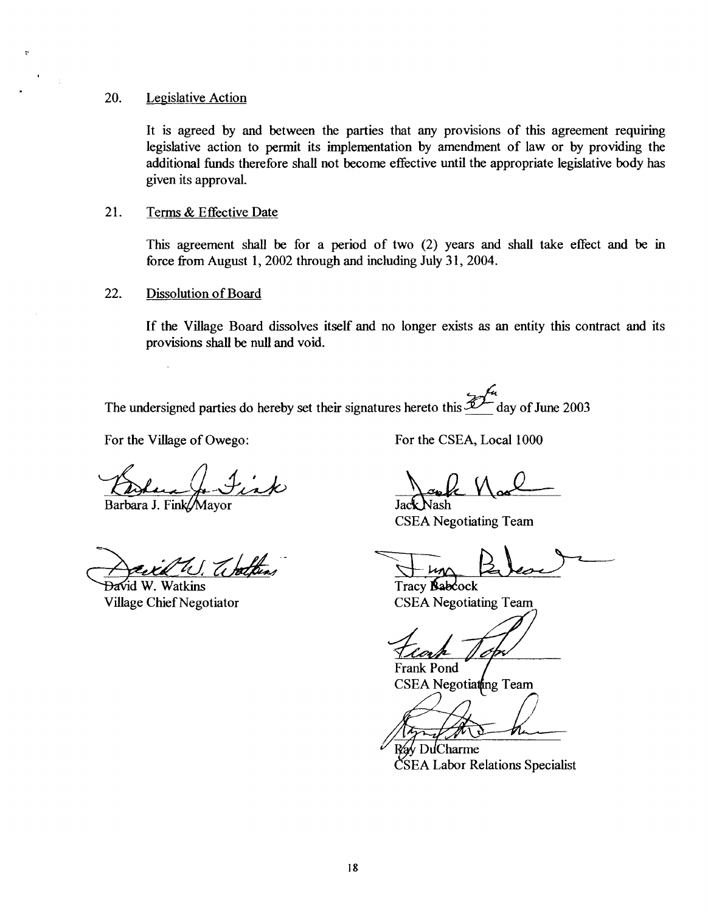20. Legislative Action

It is agreed by and between the parties that any provisions of this agreement requiring legislative action to permit its implementation by amendment of law or by providing the additional funds therefore shall not become effective until the appropriate legislative body has given its approval.

21. Terms & Effective Date

This agreement shall be for a period of two (2) years and shall take effect and be in force from August 1, 2002 through and including July 31, 2004.

22. Dissolution of Board

If the Village Board dissolves itself and no longer exists as an entity this contract and its provisions shall be null and void.

The undersigned parties do hereby set their signatures hereto this 30th day of June 2003

For the Village of Owego:

Barbara J. Fink, Mayor

David W. Watkins
Village Chief Negotiator

For the CSEA, Local 1000

Jack Nash
CSEA Negotiating Team

Tracy Babcock
CSEA Negotiating Team

Frank Pond
CSEA Negotiating Team

Ray DuCharme
CSEA Labor Relations Specialist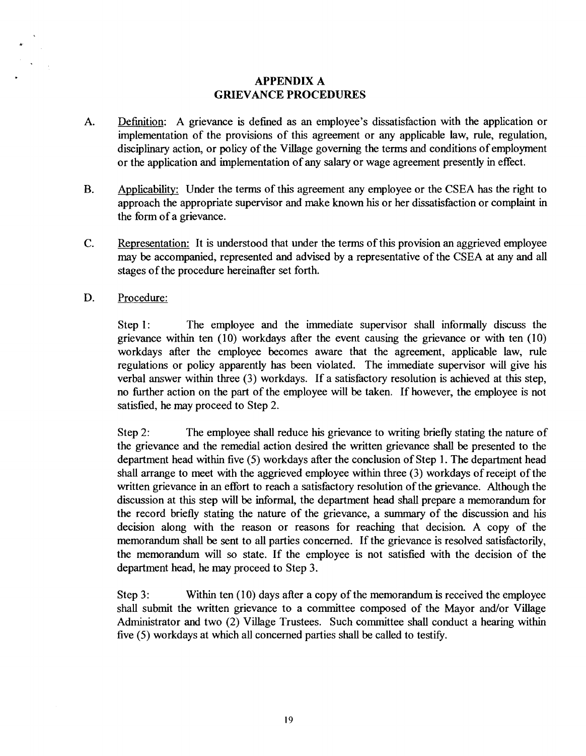# APPENDIX A
# GRIEVANCE PROCEDURES

A. Definition: A grievance is defined as an employee's dissatisfaction with the application or implementation of the provisions of this agreement or any applicable law, rule, regulation, disciplinary action, or policy of the Village governing the terms and conditions of employment or the application and implementation of any salary or wage agreement presently in effect.

B. Applicability: Under the terms of this agreement any employee or the CSEA has the right to approach the appropriate supervisor and make known his or her dissatisfaction or complaint in the form of a grievance.

C. Representation: It is understood that under the terms of this provision an aggrieved employee may be accompanied, represented and advised by a representative of the CSEA at any and all stages of the procedure hereinafter set forth.

D. Procedure:

Step 1: The employee and the immediate supervisor shall informally discuss the grievance within ten (10) workdays after the event causing the grievance or with ten (10) workdays after the employee becomes aware that the agreement, applicable law, rule regulations or policy apparently has been violated. The immediate supervisor will give his verbal answer within three (3) workdays. If a satisfactory resolution is achieved at this step, no further action on the part of the employee will be taken. If however, the employee is not satisfied, he may proceed to Step 2.

Step 2: The employee shall reduce his grievance to writing briefly stating the nature of the grievance and the remedial action desired the written grievance shall be presented to the department head within five (5) workdays after the conclusion of Step 1. The department head shall arrange to meet with the aggrieved employee within three (3) workdays of receipt of the written grievance in an effort to reach a satisfactory resolution of the grievance. Although the discussion at this step will be informal, the department head shall prepare a memorandum for the record briefly stating the nature of the grievance, a summary of the discussion and his decision along with the reason or reasons for reaching that decision. A copy of the memorandum shall be sent to all parties concerned. If the grievance is resolved satisfactorily, the memorandum will so state. If the employee is not satisfied with the decision of the department head, he may proceed to Step 3.

Step 3: Within ten (10) days after a copy of the memorandum is received the employee shall submit the written grievance to a committee composed of the Mayor and/or Village Administrator and two (2) Village Trustees. Such committee shall conduct a hearing within five (5) workdays at which all concerned parties shall be called to testify.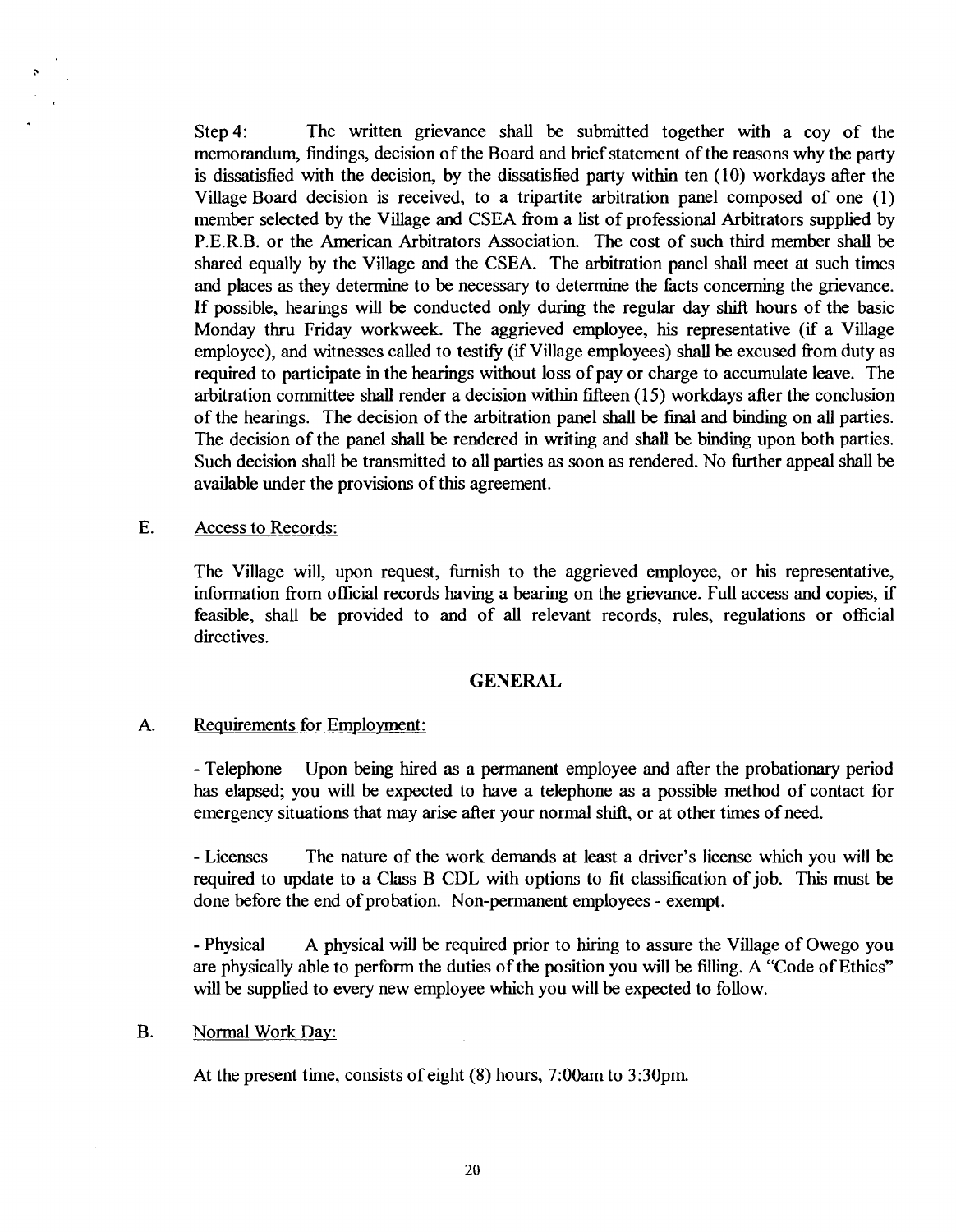Step 4: The written grievance shall be submitted together with a coy of the memorandum, findings, decision of the Board and brief statement of the reasons why the party is dissatisfied with the decision, by the dissatisfied party within ten (10) workdays after the Village Board decision is received, to a tripartite arbitration panel composed of one (1) member selected by the Village and CSEA from a list of professional Arbitrators supplied by P.E.R.B. or the American Arbitrators Association. The cost of such third member shall be shared equally by the Village and the CSEA. The arbitration panel shall meet at such times and places as they determine to be necessary to determine the facts concerning the grievance. If possible, hearings will be conducted only during the regular day shift hours of the basic Monday thru Friday workweek. The aggrieved employee, his representative (if a Village employee), and witnesses called to testify (if Village employees) shall be excused from duty as required to participate in the hearings without loss of pay or charge to accumulate leave. The arbitration committee shall render a decision within fifteen (15) workdays after the conclusion of the hearings. The decision of the arbitration panel shall be final and binding on all parties. The decision of the panel shall be rendered in writing and shall be binding upon both parties. Such decision shall be transmitted to all parties as soon as rendered. No further appeal shall be available under the provisions of this agreement.

E. Access to Records:

The Village will, upon request, furnish to the aggrieved employee, or his representative, information from official records having a bearing on the grievance. Full access and copies, if feasible, shall be provided to and of all relevant records, rules, regulations or official directives.

## GENERAL

A. Requirements for Employment:

- Telephone Upon being hired as a permanent employee and after the probationary period has elapsed; you will be expected to have a telephone as a possible method of contact for emergency situations that may arise after your normal shift, or at other times of need.

- Licenses The nature of the work demands at least a driver's license which you will be required to update to a Class B CDL with options to fit classification of job. This must be done before the end of probation. Non-permanent employees - exempt.

- Physical A physical will be required prior to hiring to assure the Village of Owego you are physically able to perform the duties of the position you will be filling. A "Code of Ethics" will be supplied to every new employee which you will be expected to follow.

B. Normal Work Day:

At the present time, consists of eight (8) hours, 7:00am to 3:30pm.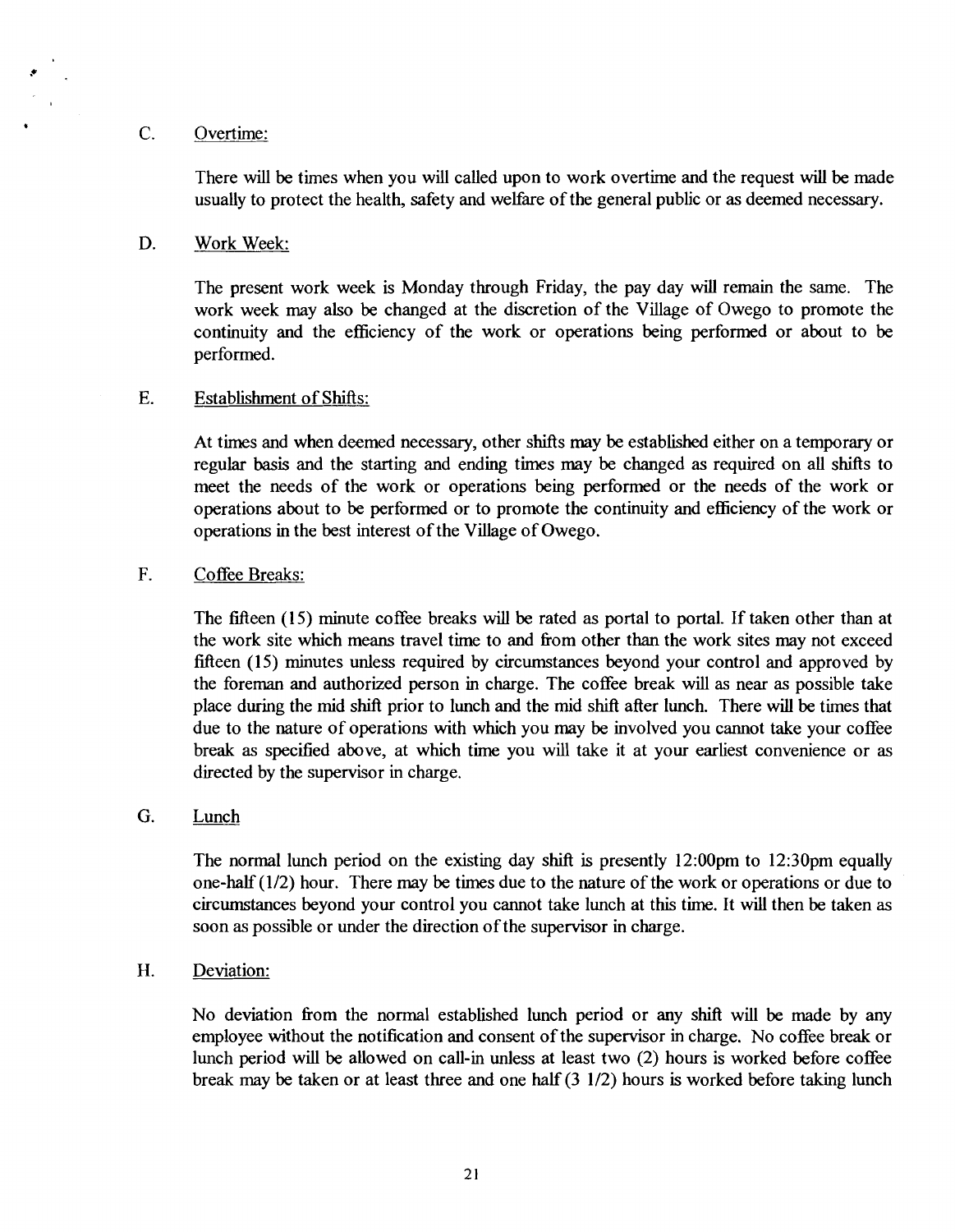C. Overtime:

There will be times when you will called upon to work overtime and the request will be made usually to protect the health, safety and welfare of the general public or as deemed necessary.

D. Work Week:

The present work week is Monday through Friday, the pay day will remain the same. The work week may also be changed at the discretion of the Village of Owego to promote the continuity and the efficiency of the work or operations being performed or about to be performed.

E. Establishment of Shifts:

At times and when deemed necessary, other shifts may be established either on a temporary or regular basis and the starting and ending times may be changed as required on all shifts to meet the needs of the work or operations being performed or the needs of the work or operations about to be performed or to promote the continuity and efficiency of the work or operations in the best interest of the Village of Owego.

F. Coffee Breaks:

The fifteen (15) minute coffee breaks will be rated as portal to portal. If taken other than at the work site which means travel time to and from other than the work sites may not exceed fifteen (15) minutes unless required by circumstances beyond your control and approved by the foreman and authorized person in charge. The coffee break will as near as possible take place during the mid shift prior to lunch and the mid shift after lunch. There will be times that due to the nature of operations with which you may be involved you cannot take your coffee break as specified above, at which time you will take it at your earliest convenience or as directed by the supervisor in charge.

G. Lunch

The normal lunch period on the existing day shift is presently 12:00pm to 12:30pm equally one-half (1/2) hour. There may be times due to the nature of the work or operations or due to circumstances beyond your control you cannot take lunch at this time. It will then be taken as soon as possible or under the direction of the supervisor in charge.

H. Deviation:

No deviation from the normal established lunch period or any shift will be made by any employee without the notification and consent of the supervisor in charge. No coffee break or lunch period will be allowed on call-in unless at least two (2) hours is worked before coffee break may be taken or at least three and one half (3 1/2) hours is worked before taking lunch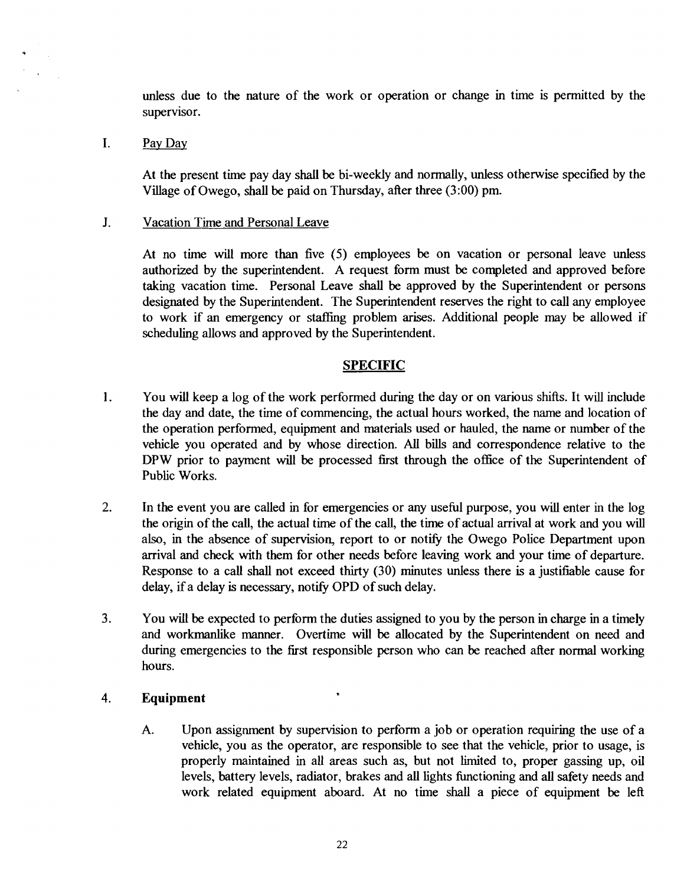unless due to the nature of the work or operation or change in time is permitted by the supervisor.

I. Pay Day

At the present time pay day shall be bi-weekly and normally, unless otherwise specified by the Village of Owego, shall be paid on Thursday, after three (3:00) pm.

J. Vacation Time and Personal Leave

At no time will more than five (5) employees be on vacation or personal leave unless authorized by the superintendent. A request form must be completed and approved before taking vacation time. Personal Leave shall be approved by the Superintendent or persons designated by the Superintendent. The Superintendent reserves the right to call any employee to work if an emergency or staffing problem arises. Additional people may be allowed if scheduling allows and approved by the Superintendent.

## SPECIFIC

1. You will keep a log of the work performed during the day or on various shifts. It will include the day and date, the time of commencing, the actual hours worked, the name and location of the operation performed, equipment and materials used or hauled, the name or number of the vehicle you operated and by whose direction. All bills and correspondence relative to the DPW prior to payment will be processed first through the office of the Superintendent of Public Works.

2. In the event you are called in for emergencies or any useful purpose, you will enter in the log the origin of the call, the actual time of the call, the time of actual arrival at work and you will also, in the absence of supervision, report to or notify the Owego Police Department upon arrival and check with them for other needs before leaving work and your time of departure. Response to a call shall not exceed thirty (30) minutes unless there is a justifiable cause for delay, if a delay is necessary, notify OPD of such delay.

3. You will be expected to perform the duties assigned to you by the person in charge in a timely and workmanlike manner. Overtime will be allocated by the Superintendent on need and during emergencies to the first responsible person who can be reached after normal working hours.

4. **Equipment**

   A. Upon assignment by supervision to perform a job or operation requiring the use of a vehicle, you as the operator, are responsible to see that the vehicle, prior to usage, is properly maintained in all areas such as, but not limited to, proper gassing up, oil levels, battery levels, radiator, brakes and all lights functioning and all safety needs and work related equipment aboard. At no time shall a piece of equipment be left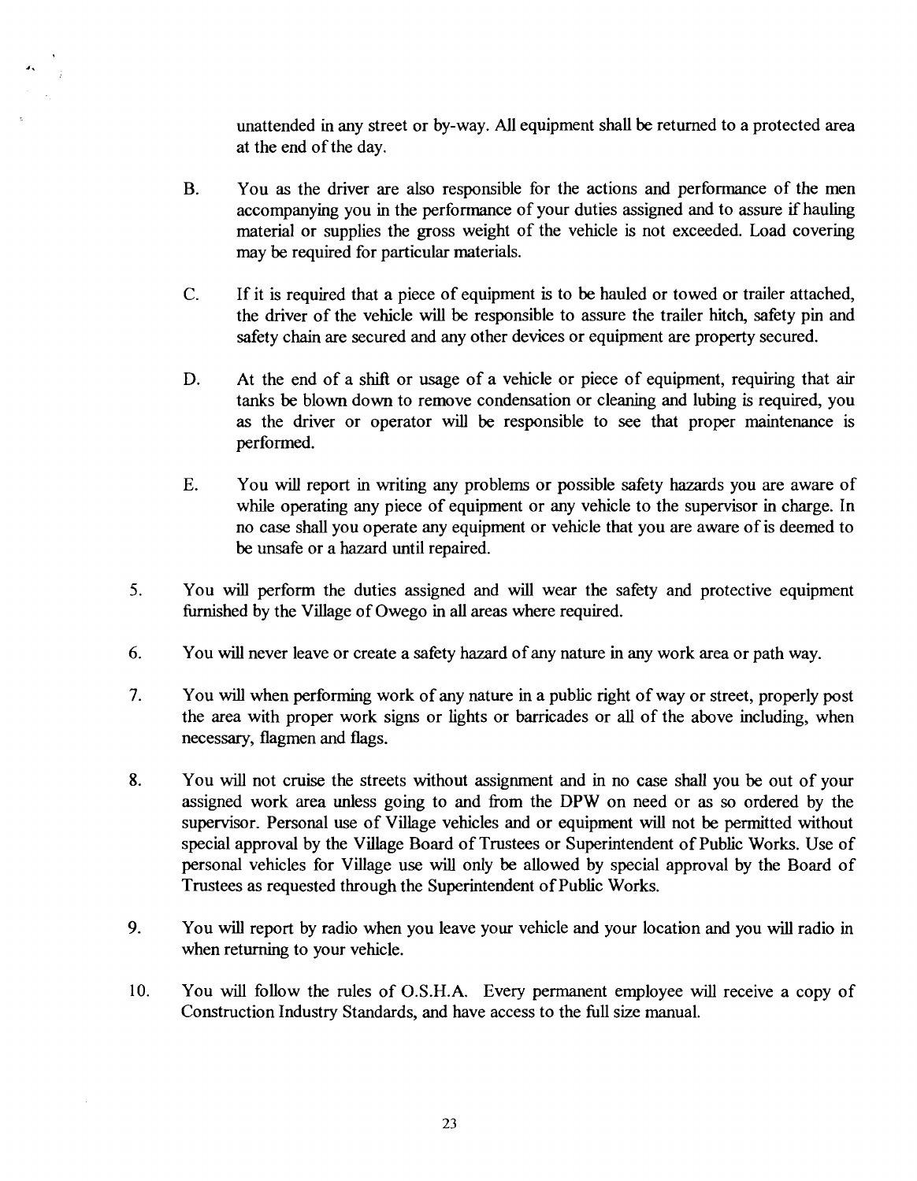unattended in any street or by-way. All equipment shall be returned to a protected area at the end of the day.

B. You as the driver are also responsible for the actions and performance of the men accompanying you in the performance of your duties assigned and to assure if hauling material or supplies the gross weight of the vehicle is not exceeded. Load covering may be required for particular materials.

C. If it is required that a piece of equipment is to be hauled or towed or trailer attached, the driver of the vehicle will be responsible to assure the trailer hitch, safety pin and safety chain are secured and any other devices or equipment are property secured.

D. At the end of a shift or usage of a vehicle or piece of equipment, requiring that air tanks be blown down to remove condensation or cleaning and lubing is required, you as the driver or operator will be responsible to see that proper maintenance is performed.

E. You will report in writing any problems or possible safety hazards you are aware of while operating any piece of equipment or any vehicle to the supervisor in charge. In no case shall you operate any equipment or vehicle that you are aware of is deemed to be unsafe or a hazard until repaired.

5. You will perform the duties assigned and will wear the safety and protective equipment furnished by the Village of Owego in all areas where required.

6. You will never leave or create a safety hazard of any nature in any work area or path way.

7. You will when performing work of any nature in a public right of way or street, properly post the area with proper work signs or lights or barricades or all of the above including, when necessary, flagmen and flags.

8. You will not cruise the streets without assignment and in no case shall you be out of your assigned work area unless going to and from the DPW on need or as so ordered by the supervisor. Personal use of Village vehicles and or equipment will not be permitted without special approval by the Village Board of Trustees or Superintendent of Public Works. Use of personal vehicles for Village use will only be allowed by special approval by the Board of Trustees as requested through the Superintendent of Public Works.

9. You will report by radio when you leave your vehicle and your location and you will radio in when returning to your vehicle.

10. You will follow the rules of O.S.H.A. Every permanent employee will receive a copy of Construction Industry Standards, and have access to the full size manual.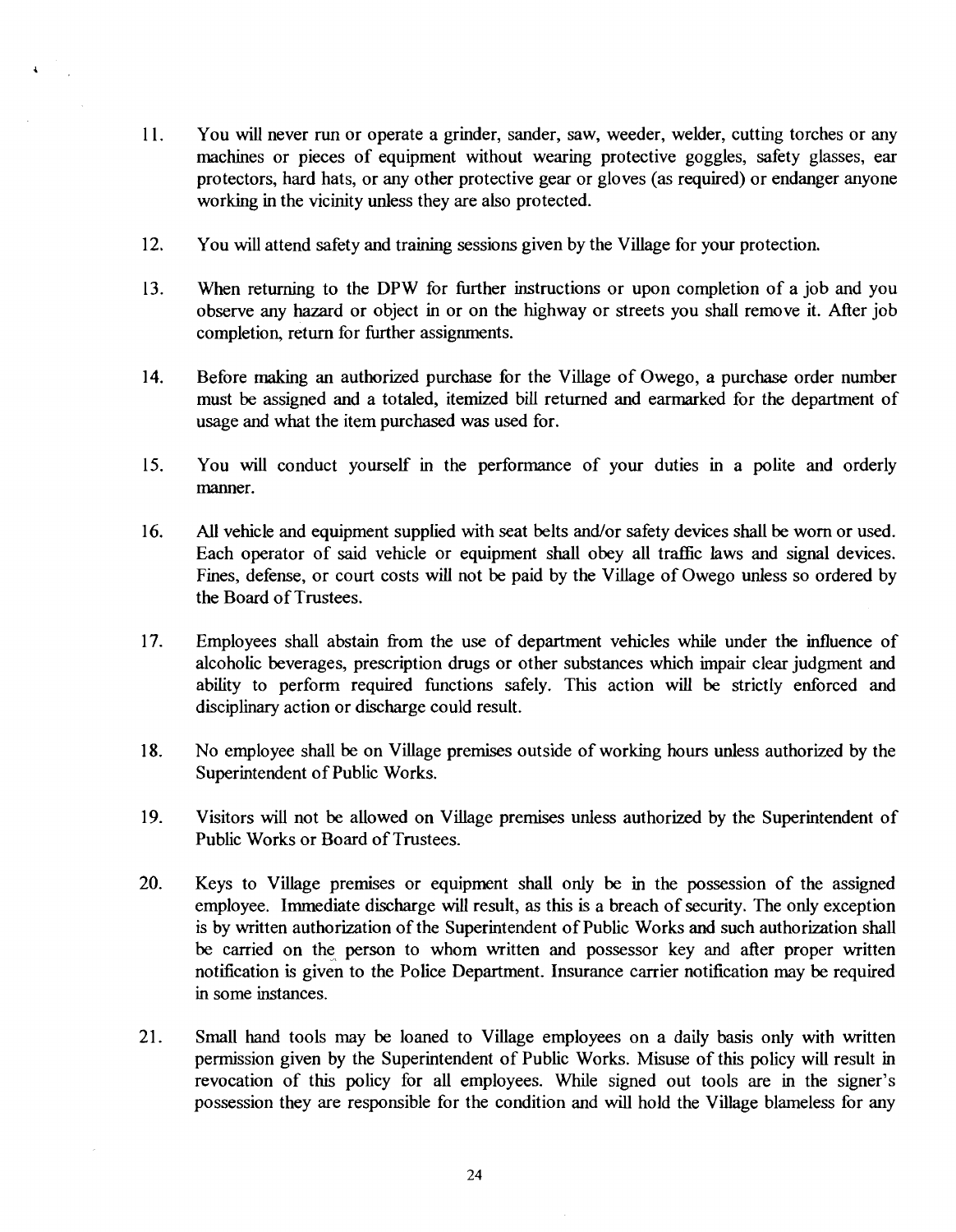11. You will never run or operate a grinder, sander, saw, weeder, welder, cutting torches or any machines or pieces of equipment without wearing protective goggles, safety glasses, ear protectors, hard hats, or any other protective gear or gloves (as required) or endanger anyone working in the vicinity unless they are also protected.

12. You will attend safety and training sessions given by the Village for your protection.

13. When returning to the DPW for further instructions or upon completion of a job and you observe any hazard or object in or on the highway or streets you shall remove it. After job completion, return for further assignments.

14. Before making an authorized purchase for the Village of Owego, a purchase order number must be assigned and a totaled, itemized bill returned and earmarked for the department of usage and what the item purchased was used for.

15. You will conduct yourself in the performance of your duties in a polite and orderly manner.

16. All vehicle and equipment supplied with seat belts and/or safety devices shall be worn or used. Each operator of said vehicle or equipment shall obey all traffic laws and signal devices. Fines, defense, or court costs will not be paid by the Village of Owego unless so ordered by the Board of Trustees.

17. Employees shall abstain from the use of department vehicles while under the influence of alcoholic beverages, prescription drugs or other substances which impair clear judgment and ability to perform required functions safely. This action will be strictly enforced and disciplinary action or discharge could result.

18. No employee shall be on Village premises outside of working hours unless authorized by the Superintendent of Public Works.

19. Visitors will not be allowed on Village premises unless authorized by the Superintendent of Public Works or Board of Trustees.

20. Keys to Village premises or equipment shall only be in the possession of the assigned employee. Immediate discharge will result, as this is a breach of security. The only exception is by written authorization of the Superintendent of Public Works and such authorization shall be carried on the person to whom written and possessor key and after proper written notification is given to the Police Department. Insurance carrier notification may be required in some instances.

21. Small hand tools may be loaned to Village employees on a daily basis only with written permission given by the Superintendent of Public Works. Misuse of this policy will result in revocation of this policy for all employees. While signed out tools are in the signer's possession they are responsible for the condition and will hold the Village blameless for any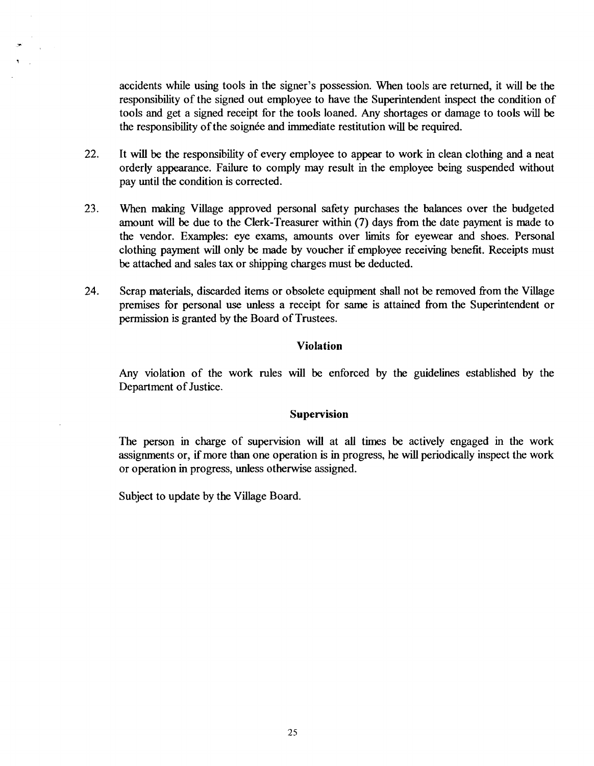accidents while using tools in the signer's possession. When tools are returned, it will be the responsibility of the signed out employee to have the Superintendent inspect the condition of tools and get a signed receipt for the tools loaned. Any shortages or damage to tools will be the responsibility of the soignée and immediate restitution will be required.

22. It will be the responsibility of every employee to appear to work in clean clothing and a neat orderly appearance. Failure to comply may result in the employee being suspended without pay until the condition is corrected.

23. When making Village approved personal safety purchases the balances over the budgeted amount will be due to the Clerk-Treasurer within (7) days from the date payment is made to the vendor. Examples: eye exams, amounts over limits for eyewear and shoes. Personal clothing payment will only be made by voucher if employee receiving benefit. Receipts must be attached and sales tax or shipping charges must be deducted.

24. Scrap materials, discarded items or obsolete equipment shall not be removed from the Village premises for personal use unless a receipt for same is attained from the Superintendent or permission is granted by the Board of Trustees.

**Violation**

Any violation of the work rules will be enforced by the guidelines established by the Department of Justice.

**Supervision**

The person in charge of supervision will at all times be actively engaged in the work assignments or, if more than one operation is in progress, he will periodically inspect the work or operation in progress, unless otherwise assigned.

Subject to update by the Village Board.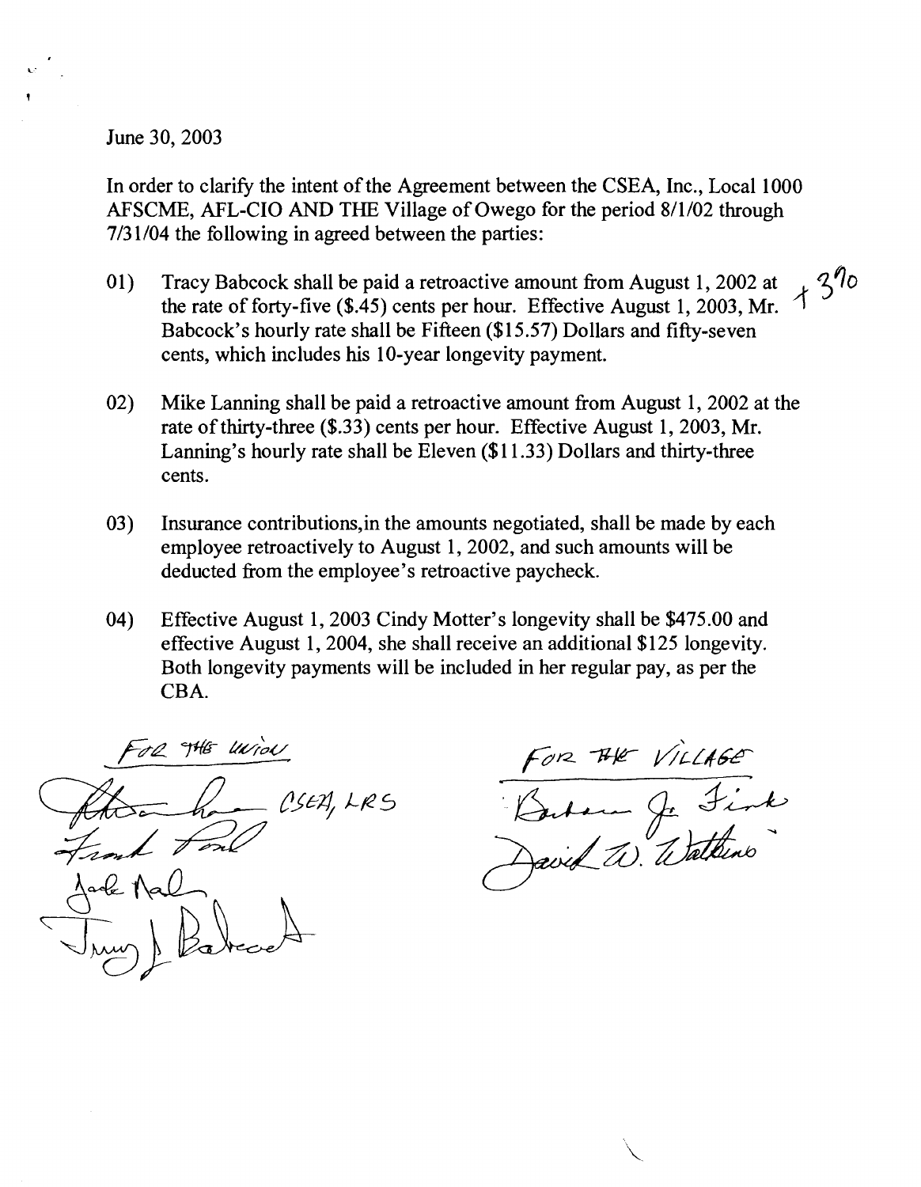June 30, 2003

In order to clarify the intent of the Agreement between the CSEA, Inc., Local 1000 AFSCME, AFL-CIO AND THE Village of Owego for the period 8/1/02 through 7/31/04 the following in agreed between the parties:

01) Tracy Babcock shall be paid a retroactive amount from August 1, 2002 at the rate of forty-five ($.45) cents per hour. Effective August 1, 2003, Mr. Babcock's hourly rate shall be Fifteen ($15.57) Dollars and fifty-seven cents, which includes his 10-year longevity payment. + 3%

02) Mike Lanning shall be paid a retroactive amount from August 1, 2002 at the rate of thirty-three ($.33) cents per hour. Effective August 1, 2003, Mr. Lanning's hourly rate shall be Eleven ($11.33) Dollars and thirty-three cents.

03) Insurance contributions,in the amounts negotiated, shall be made by each employee retroactively to August 1, 2002, and such amounts will be deducted from the employee's retroactive paycheck.

04) Effective August 1, 2003 Cindy Motter's longevity shall be $475.00 and effective August 1, 2004, she shall receive an additional $125 longevity. Both longevity payments will be included in her regular pay, as per the CBA.

FOR THE UNION

CSEA, LRS

FOR THE VILLAGE

Barbara J. Fink

David W. Watkins